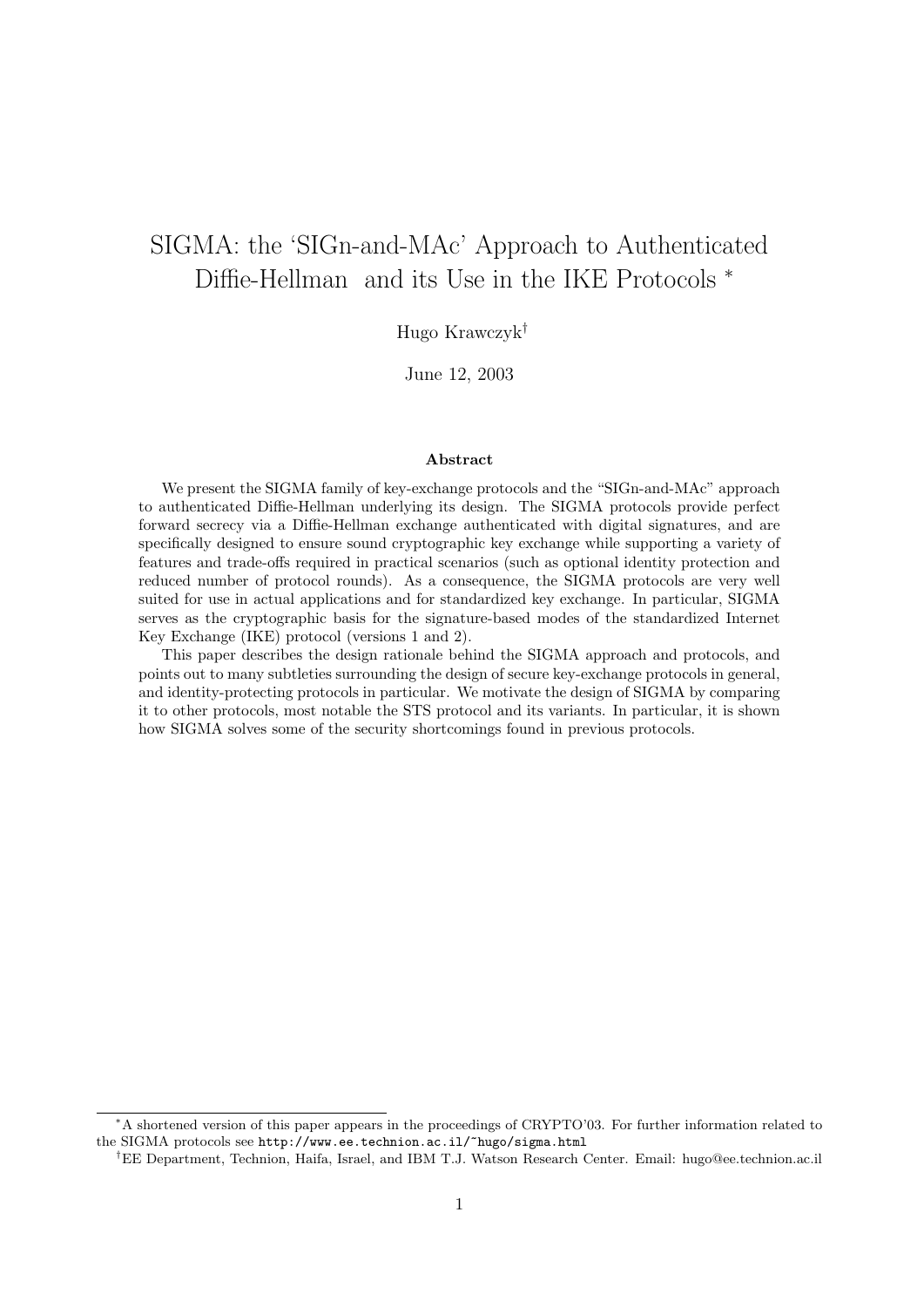# SIGMA: the 'SIGn-and-MAc' Approach to Authenticated Diffie-Hellman and its Use in the IKE Protocols [*]

Hugo Krawczyk[†]

June 12, 2003

### Abstract

We present the SIGMA family of key-exchange protocols and the "SIGn-and-MAc" approach to authenticated Diffie-Hellman underlying its design. The SIGMA protocols provide perfect forward secrecy via a Diffie-Hellman exchange authenticated with digital signatures, and are specifically designed to ensure sound cryptographic key exchange while supporting a variety of features and trade-offs required in practical scenarios (such as optional identity protection and reduced number of protocol rounds). As a consequence, the SIGMA protocols are very well suited for use in actual applications and for standardized key exchange. In particular, SIGMA serves as the cryptographic basis for the signature-based modes of the standardized Internet Key Exchange (IKE) protocol (versions 1 and 2).

This paper describes the design rationale behind the SIGMA approach and protocols, and points out to many subtleties surrounding the design of secure key-exchange protocols in general, and identity-protecting protocols in particular. We motivate the design of SIGMA by comparing it to other protocols, most notable the STS protocol and its variants. In particular, it is shown how SIGMA solves some of the security shortcomings found in previous protocols.

---

[*] A shortened version of this paper appears in the proceedings of CRYPTO'03. For further information related to the SIGMA protocols see `http://www.ee.technion.ac.il/~hugo/sigma.html`

[†] EE Department, Technion, Haifa, Israel, and IBM T.J. Watson Research Center. Email: hugo@ee.technion.ac.il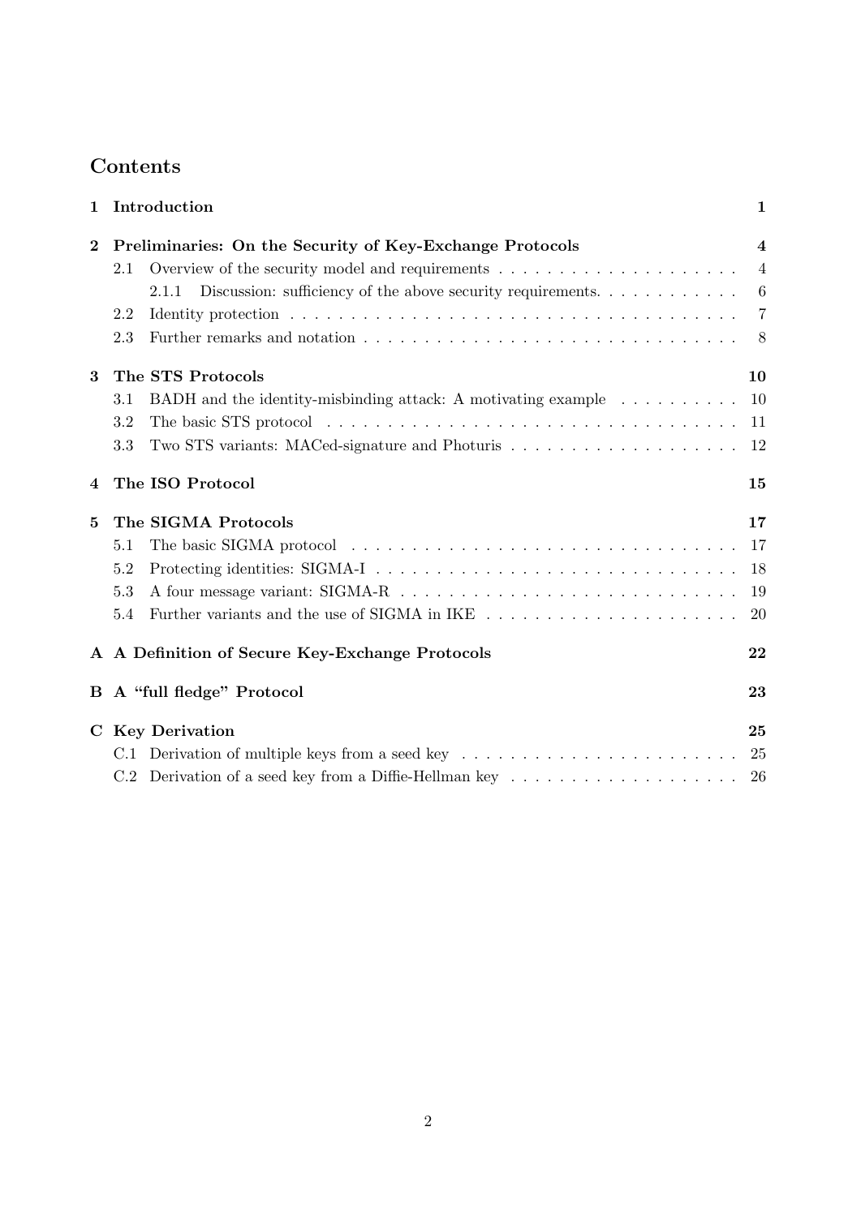# Contents

1 Introduction 1

2 Preliminaries: On the Security of Key-Exchange Protocols 4
- 2.1 Overview of the security model and requirements 4
  - 2.1.1 Discussion: sufficiency of the above security requirements. 6
- 2.2 Identity protection 7
- 2.3 Further remarks and notation 8

3 The STS Protocols 10
- 3.1 BADH and the identity-misbinding attack: A motivating example 10
- 3.2 The basic STS protocol 11
- 3.3 Two STS variants: MACed-signature and Photuris 12

4 The ISO Protocol 15

5 The SIGMA Protocols 17
- 5.1 The basic SIGMA protocol 17
- 5.2 Protecting identities: SIGMA-I 18
- 5.3 A four message variant: SIGMA-R 19
- 5.4 Further variants and the use of SIGMA in IKE 20

A A Definition of Secure Key-Exchange Protocols 22

B A "full fledge" Protocol 23

C Key Derivation 25
- C.1 Derivation of multiple keys from a seed key 25
- C.2 Derivation of a seed key from a Diffie-Hellman key 26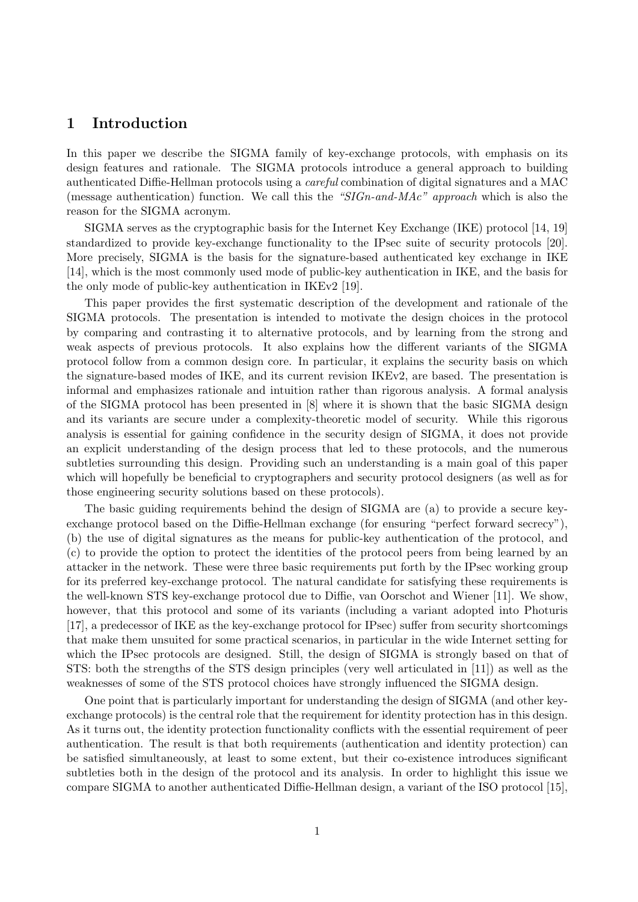# 1 Introduction

In this paper we describe the SIGMA family of key-exchange protocols, with emphasis on its design features and rationale. The SIGMA protocols introduce a general approach to building authenticated Diffie-Hellman protocols using a *careful* combination of digital signatures and a MAC (message authentication) function. We call this the *"SIGn-and-MAc" approach* which is also the reason for the SIGMA acronym.

SIGMA serves as the cryptographic basis for the Internet Key Exchange (IKE) protocol [14, 19] standardized to provide key-exchange functionality to the IPsec suite of security protocols [20]. More precisely, SIGMA is the basis for the signature-based authenticated key exchange in IKE [14], which is the most commonly used mode of public-key authentication in IKE, and the basis for the only mode of public-key authentication in IKEv2 [19].

This paper provides the first systematic description of the development and rationale of the SIGMA protocols. The presentation is intended to motivate the design choices in the protocol by comparing and contrasting it to alternative protocols, and by learning from the strong and weak aspects of previous protocols. It also explains how the different variants of the SIGMA protocol follow from a common design core. In particular, it explains the security basis on which the signature-based modes of IKE, and its current revision IKEv2, are based. The presentation is informal and emphasizes rationale and intuition rather than rigorous analysis. A formal analysis of the SIGMA protocol has been presented in [8] where it is shown that the basic SIGMA design and its variants are secure under a complexity-theoretic model of security. While this rigorous analysis is essential for gaining confidence in the security design of SIGMA, it does not provide an explicit understanding of the design process that led to these protocols, and the numerous subtleties surrounding this design. Providing such an understanding is a main goal of this paper which will hopefully be beneficial to cryptographers and security protocol designers (as well as for those engineering security solutions based on these protocols).

The basic guiding requirements behind the design of SIGMA are (a) to provide a secure key-exchange protocol based on the Diffie-Hellman exchange (for ensuring "perfect forward secrecy"), (b) the use of digital signatures as the means for public-key authentication of the protocol, and (c) to provide the option to protect the identities of the protocol peers from being learned by an attacker in the network. These were three basic requirements put forth by the IPsec working group for its preferred key-exchange protocol. The natural candidate for satisfying these requirements is the well-known STS key-exchange protocol due to Diffie, van Oorschot and Wiener [11]. We show, however, that this protocol and some of its variants (including a variant adopted into Photuris [17], a predecessor of IKE as the key-exchange protocol for IPsec) suffer from security shortcomings that make them unsuited for some practical scenarios, in particular in the wide Internet setting for which the IPsec protocols are designed. Still, the design of SIGMA is strongly based on that of STS: both the strengths of the STS design principles (very well articulated in [11]) as well as the weaknesses of some of the STS protocol choices have strongly influenced the SIGMA design.

One point that is particularly important for understanding the design of SIGMA (and other key-exchange protocols) is the central role that the requirement for identity protection has in this design. As it turns out, the identity protection functionality conflicts with the essential requirement of peer authentication. The result is that both requirements (authentication and identity protection) can be satisfied simultaneously, at least to some extent, but their co-existence introduces significant subtleties both in the design of the protocol and its analysis. In order to highlight this issue we compare SIGMA to another authenticated Diffie-Hellman design, a variant of the ISO protocol [15],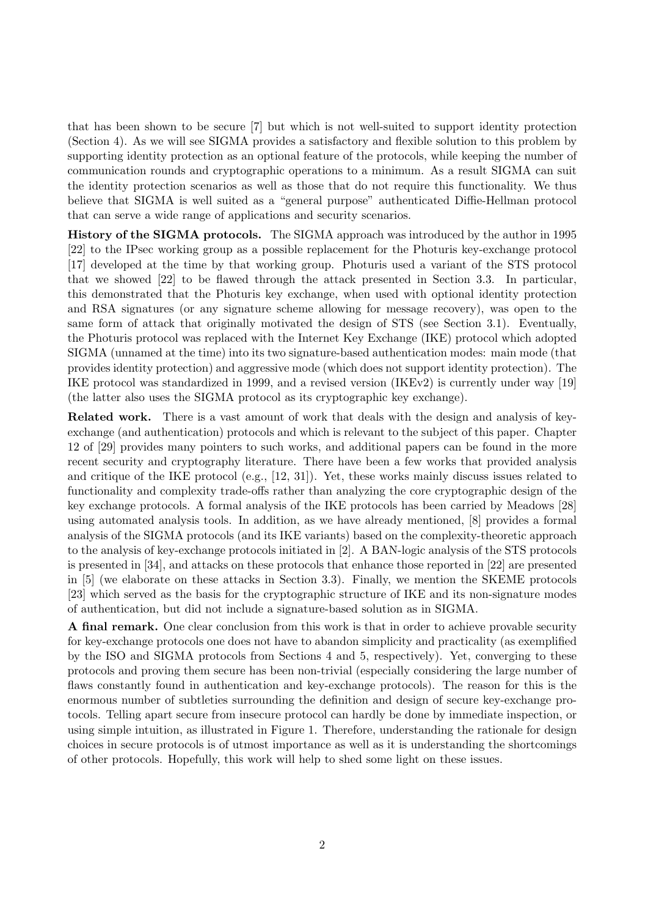that has been shown to be secure [7] but which is not well-suited to support identity protection (Section 4). As we will see SIGMA provides a satisfactory and flexible solution to this problem by supporting identity protection as an optional feature of the protocols, while keeping the number of communication rounds and cryptographic operations to a minimum. As a result SIGMA can suit the identity protection scenarios as well as those that do not require this functionality. We thus believe that SIGMA is well suited as a "general purpose" authenticated Diffie-Hellman protocol that can serve a wide range of applications and security scenarios.

**History of the SIGMA protocols.** The SIGMA approach was introduced by the author in 1995 [22] to the IPsec working group as a possible replacement for the Photuris key-exchange protocol [17] developed at the time by that working group. Photuris used a variant of the STS protocol that we showed [22] to be flawed through the attack presented in Section 3.3. In particular, this demonstrated that the Photuris key exchange, when used with optional identity protection and RSA signatures (or any signature scheme allowing for message recovery), was open to the same form of attack that originally motivated the design of STS (see Section 3.1). Eventually, the Photuris protocol was replaced with the Internet Key Exchange (IKE) protocol which adopted SIGMA (unnamed at the time) into its two signature-based authentication modes: main mode (that provides identity protection) and aggressive mode (which does not support identity protection). The IKE protocol was standardized in 1999, and a revised version (IKEv2) is currently under way [19] (the latter also uses the SIGMA protocol as its cryptographic key exchange).

**Related work.** There is a vast amount of work that deals with the design and analysis of key-exchange (and authentication) protocols and which is relevant to the subject of this paper. Chapter 12 of [29] provides many pointers to such works, and additional papers can be found in the more recent security and cryptography literature. There have been a few works that provided analysis and critique of the IKE protocol (e.g., [12, 31]). Yet, these works mainly discuss issues related to functionality and complexity trade-offs rather than analyzing the core cryptographic design of the key exchange protocols. A formal analysis of the IKE protocols has been carried by Meadows [28] using automated analysis tools. In addition, as we have already mentioned, [8] provides a formal analysis of the SIGMA protocols (and its IKE variants) based on the complexity-theoretic approach to the analysis of key-exchange protocols initiated in [2]. A BAN-logic analysis of the STS protocols is presented in [34], and attacks on these protocols that enhance those reported in [22] are presented in [5] (we elaborate on these attacks in Section 3.3). Finally, we mention the SKEME protocols [23] which served as the basis for the cryptographic structure of IKE and its non-signature modes of authentication, but did not include a signature-based solution as in SIGMA.

**A final remark.** One clear conclusion from this work is that in order to achieve provable security for key-exchange protocols one does not have to abandon simplicity and practicality (as exemplified by the ISO and SIGMA protocols from Sections 4 and 5, respectively). Yet, converging to these protocols and proving them secure has been non-trivial (especially considering the large number of flaws constantly found in authentication and key-exchange protocols). The reason for this is the enormous number of subtleties surrounding the definition and design of secure key-exchange protocols. Telling apart secure from insecure protocol can hardly be done by immediate inspection, or using simple intuition, as illustrated in Figure 1. Therefore, understanding the rationale for design choices in secure protocols is of utmost importance as well as it is understanding the shortcomings of other protocols. Hopefully, this work will help to shed some light on these issues.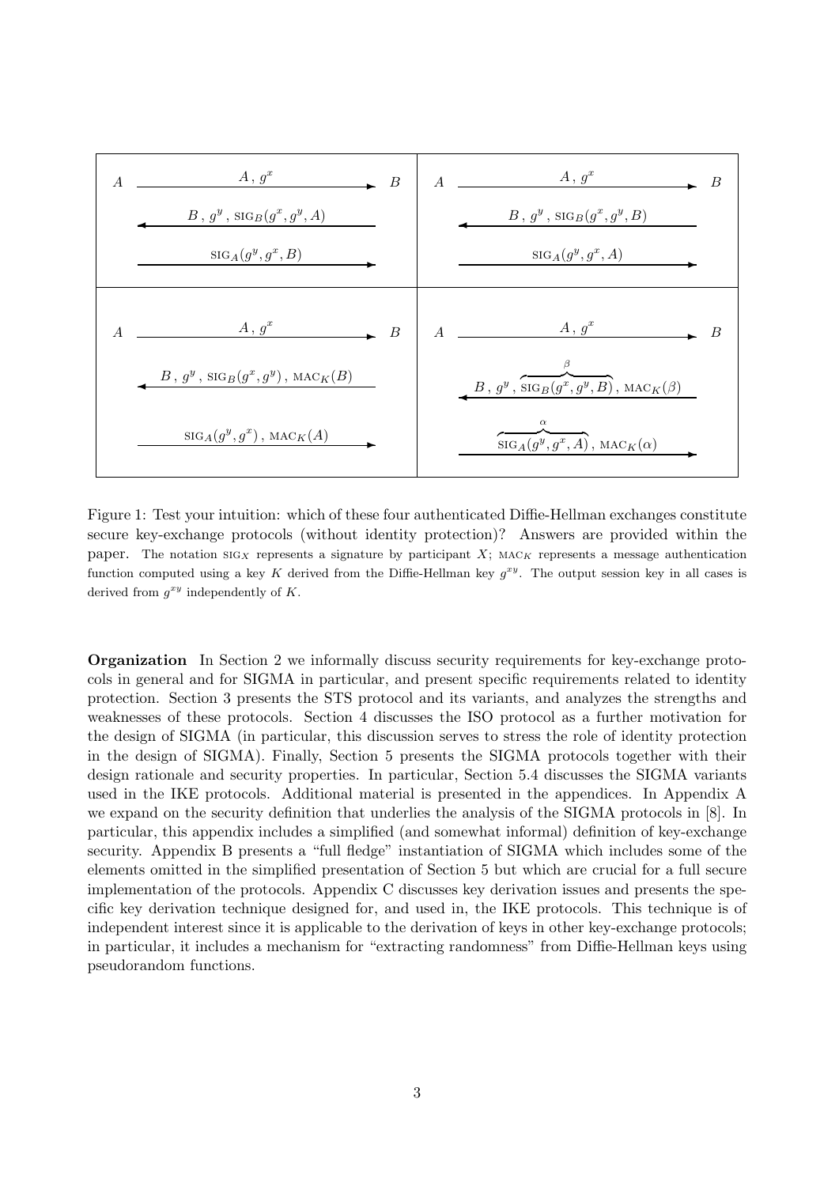| | | |
|---|---|---|
| $A$ | $\xrightarrow{\quad A,\ g^x \quad}$ | $B$ |
| | $\xleftarrow{\quad B,\ g^y,\ \text{SIG}_B(g^x, g^y, A) \quad}$ | |
| | $\xrightarrow{\quad \text{SIG}_A(g^y, g^x, B) \quad}$ | |

| | | |
|---|---|---|
| $A$ | $\xrightarrow{\quad A,\ g^x \quad}$ | $B$ |
| | $\xleftarrow{\quad B,\ g^y,\ \text{SIG}_B(g^x, g^y, B) \quad}$ | |
| | $\xrightarrow{\quad \text{SIG}_A(g^y, g^x, A) \quad}$ | |

| | | |
|---|---|---|
| $A$ | $\xrightarrow{\quad A,\ g^x \quad}$ | $B$ |
| | $\xleftarrow{\quad B,\ g^y,\ \text{SIG}_B(g^x, g^y),\ \text{MAC}_K(B) \quad}$ | |
| | $\xrightarrow{\quad \text{SIG}_A(g^y, g^x),\ \text{MAC}_K(A) \quad}$ | |

| | | |
|---|---|---|
| $A$ | $\xrightarrow{\quad A,\ g^x \quad}$ | $B$ |
| | $\xleftarrow{\quad B,\ g^y,\ \overbrace{\text{SIG}_B(g^x, g^y, B)}^{\beta},\ \text{MAC}_K(\beta) \quad}$ | |
| | $\xrightarrow{\quad \overbrace{\text{SIG}_A(g^y, g^x, A)}^{\alpha},\ \text{MAC}_K(\alpha) \quad}$ | |

Figure 1: Test your intuition: which of these four authenticated Diffie-Hellman exchanges constitute secure key-exchange protocols (without identity protection)? Answers are provided within the paper. The notation $\text{SIG}_X$ represents a signature by participant $X$; $\text{MAC}_K$ represents a message authentication function computed using a key $K$ derived from the Diffie-Hellman key $g^{xy}$. The output session key in all cases is derived from $g^{xy}$ independently of $K$.

**Organization** In Section 2 we informally discuss security requirements for key-exchange protocols in general and for SIGMA in particular, and present specific requirements related to identity protection. Section 3 presents the STS protocol and its variants, and analyzes the strengths and weaknesses of these protocols. Section 4 discusses the ISO protocol as a further motivation for the design of SIGMA (in particular, this discussion serves to stress the role of identity protection in the design of SIGMA). Finally, Section 5 presents the SIGMA protocols together with their design rationale and security properties. In particular, Section 5.4 discusses the SIGMA variants used in the IKE protocols. Additional material is presented in the appendices. In Appendix A we expand on the security definition that underlies the analysis of the SIGMA protocols in [8]. In particular, this appendix includes a simplified (and somewhat informal) definition of key-exchange security. Appendix B presents a "full fledge" instantiation of SIGMA which includes some of the elements omitted in the simplified presentation of Section 5 but which are crucial for a full secure implementation of the protocols. Appendix C discusses key derivation issues and presents the specific key derivation technique designed for, and used in, the IKE protocols. This technique is of independent interest since it is applicable to the derivation of keys in other key-exchange protocols; in particular, it includes a mechanism for "extracting randomness" from Diffie-Hellman keys using pseudorandom functions.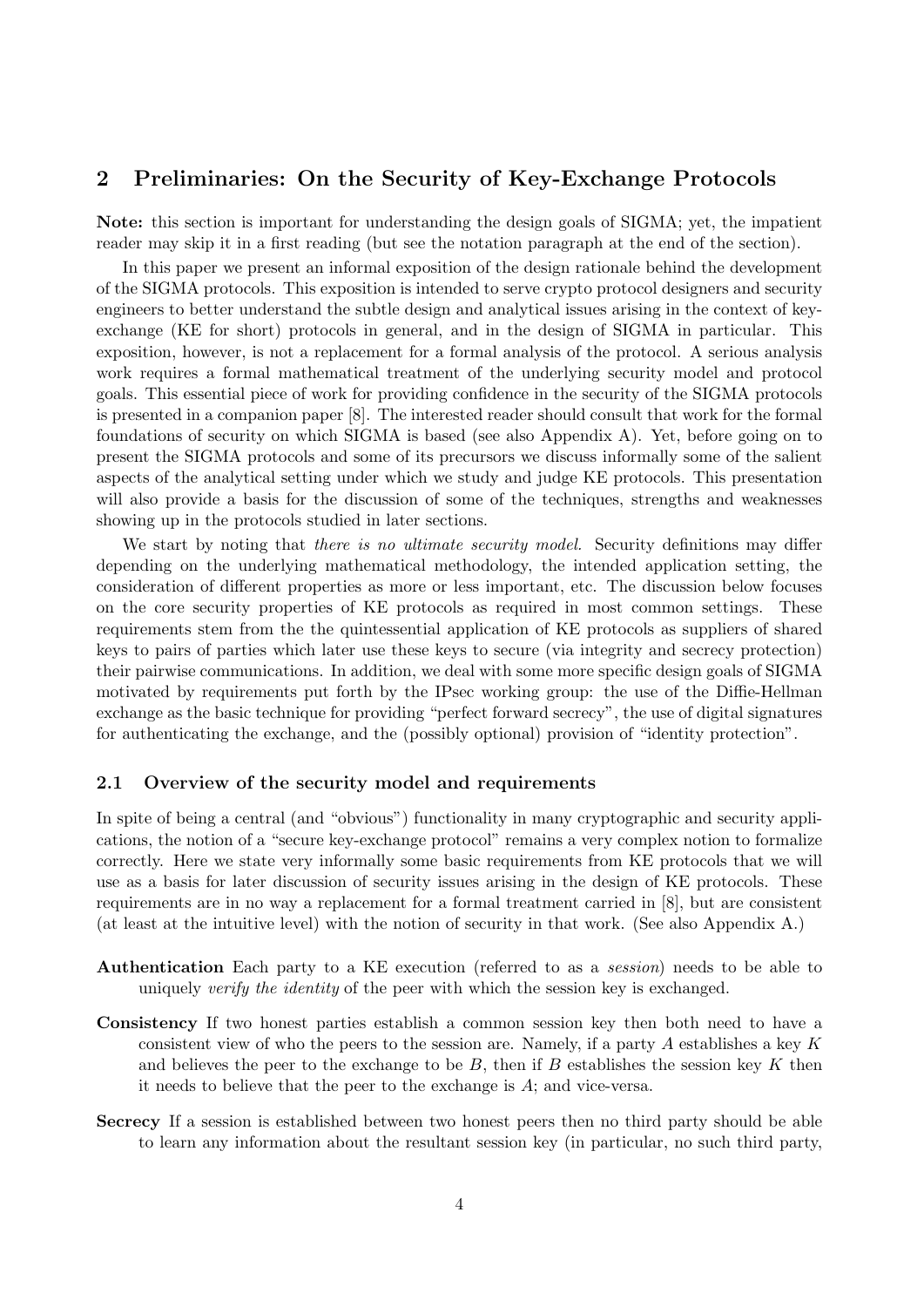## 2 Preliminaries: On the Security of Key-Exchange Protocols

**Note:** this section is important for understanding the design goals of SIGMA; yet, the impatient reader may skip it in a first reading (but see the notation paragraph at the end of the section).

In this paper we present an informal exposition of the design rationale behind the development of the SIGMA protocols. This exposition is intended to serve crypto protocol designers and security engineers to better understand the subtle design and analytical issues arising in the context of key-exchange (KE for short) protocols in general, and in the design of SIGMA in particular. This exposition, however, is not a replacement for a formal analysis of the protocol. A serious analysis work requires a formal mathematical treatment of the underlying security model and protocol goals. This essential piece of work for providing confidence in the security of the SIGMA protocols is presented in a companion paper [8]. The interested reader should consult that work for the formal foundations of security on which SIGMA is based (see also Appendix A). Yet, before going on to present the SIGMA protocols and some of its precursors we discuss informally some of the salient aspects of the analytical setting under which we study and judge KE protocols. This presentation will also provide a basis for the discussion of some of the techniques, strengths and weaknesses showing up in the protocols studied in later sections.

We start by noting that *there is no ultimate security model.* Security definitions may differ depending on the underlying mathematical methodology, the intended application setting, the consideration of different properties as more or less important, etc. The discussion below focuses on the core security properties of KE protocols as required in most common settings. These requirements stem from the the quintessential application of KE protocols as suppliers of shared keys to pairs of parties which later use these keys to secure (via integrity and secrecy protection) their pairwise communications. In addition, we deal with some more specific design goals of SIGMA motivated by requirements put forth by the IPsec working group: the use of the Diffie-Hellman exchange as the basic technique for providing "perfect forward secrecy", the use of digital signatures for authenticating the exchange, and the (possibly optional) provision of "identity protection".

### 2.1 Overview of the security model and requirements

In spite of being a central (and "obvious") functionality in many cryptographic and security applications, the notion of a "secure key-exchange protocol" remains a very complex notion to formalize correctly. Here we state very informally some basic requirements from KE protocols that we will use as a basis for later discussion of security issues arising in the design of KE protocols. These requirements are in no way a replacement for a formal treatment carried in [8], but are consistent (at least at the intuitive level) with the notion of security in that work. (See also Appendix A.)

**Authentication** Each party to a KE execution (referred to as a *session*) needs to be able to uniquely *verify the identity* of the peer with which the session key is exchanged.

**Consistency** If two honest parties establish a common session key then both need to have a consistent view of who the peers to the session are. Namely, if a party $A$ establishes a key $K$ and believes the peer to the exchange to be $B$, then if $B$ establishes the session key $K$ then it needs to believe that the peer to the exchange is $A$; and vice-versa.

**Secrecy** If a session is established between two honest peers then no third party should be able to learn any information about the resultant session key (in particular, no such third party,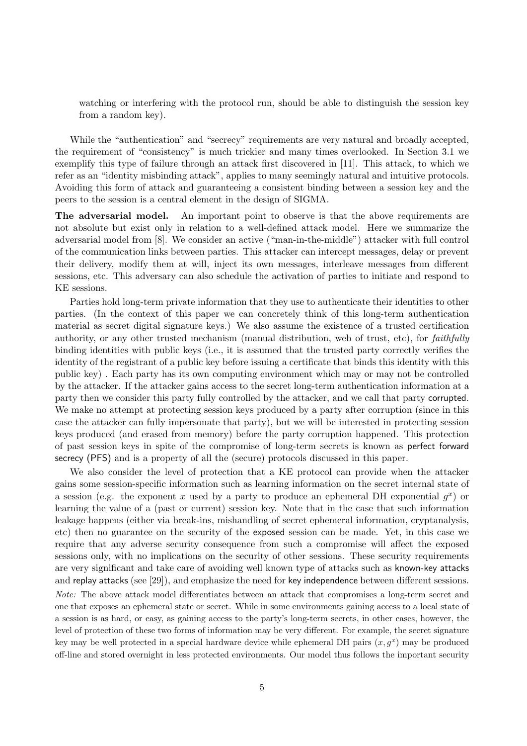watching or interfering with the protocol run, should be able to distinguish the session key from a random key).

While the "authentication" and "secrecy" requirements are very natural and broadly accepted, the requirement of "consistency" is much trickier and many times overlooked. In Section 3.1 we exemplify this type of failure through an attack first discovered in [11]. This attack, to which we refer as an "identity misbinding attack", applies to many seemingly natural and intuitive protocols. Avoiding this form of attack and guaranteeing a consistent binding between a session key and the peers to the session is a central element in the design of SIGMA.

**The adversarial model.** An important point to observe is that the above requirements are not absolute but exist only in relation to a well-defined attack model. Here we summarize the adversarial model from [8]. We consider an active ("man-in-the-middle") attacker with full control of the communication links between parties. This attacker can intercept messages, delay or prevent their delivery, modify them at will, inject its own messages, interleave messages from different sessions, etc. This adversary can also schedule the activation of parties to initiate and respond to KE sessions.

Parties hold long-term private information that they use to authenticate their identities to other parties. (In the context of this paper we can concretely think of this long-term authentication material as secret digital signature keys.) We also assume the existence of a trusted certification authority, or any other trusted mechanism (manual distribution, web of trust, etc), for *faithfully* binding identities with public keys (i.e., it is assumed that the trusted party correctly verifies the identity of the registrant of a public key before issuing a certificate that binds this identity with this public key) . Each party has its own computing environment which may or may not be controlled by the attacker. If the attacker gains access to the secret long-term authentication information at a party then we consider this party fully controlled by the attacker, and we call that party corrupted. We make no attempt at protecting session keys produced by a party after corruption (since in this case the attacker can fully impersonate that party), but we will be interested in protecting session keys produced (and erased from memory) before the party corruption happened. This protection of past session keys in spite of the compromise of long-term secrets is known as perfect forward secrecy (PFS) and is a property of all the (secure) protocols discussed in this paper.

We also consider the level of protection that a KE protocol can provide when the attacker gains some session-specific information such as learning information on the secret internal state of a session (e.g. the exponent $x$ used by a party to produce an ephemeral DH exponential $g^x$) or learning the value of a (past or current) session key. Note that in the case that such information leakage happens (either via break-ins, mishandling of secret ephemeral information, cryptanalysis, etc) then no guarantee on the security of the exposed session can be made. Yet, in this case we require that any adverse security consequence from such a compromise will affect the exposed sessions only, with no implications on the security of other sessions. These security requirements are very significant and take care of avoiding well known type of attacks such as known-key attacks and replay attacks (see [29]), and emphasize the need for key independence between different sessions.

*Note:* The above attack model differentiates between an attack that compromises a long-term secret and one that exposes an ephemeral state or secret. While in some environments gaining access to a local state of a session is as hard, or easy, as gaining access to the party's long-term secrets, in other cases, however, the level of protection of these two forms of information may be very different. For example, the secret signature key may be well protected in a special hardware device while ephemeral DH pairs $(x, g^x)$ may be produced off-line and stored overnight in less protected environments. Our model thus follows the important security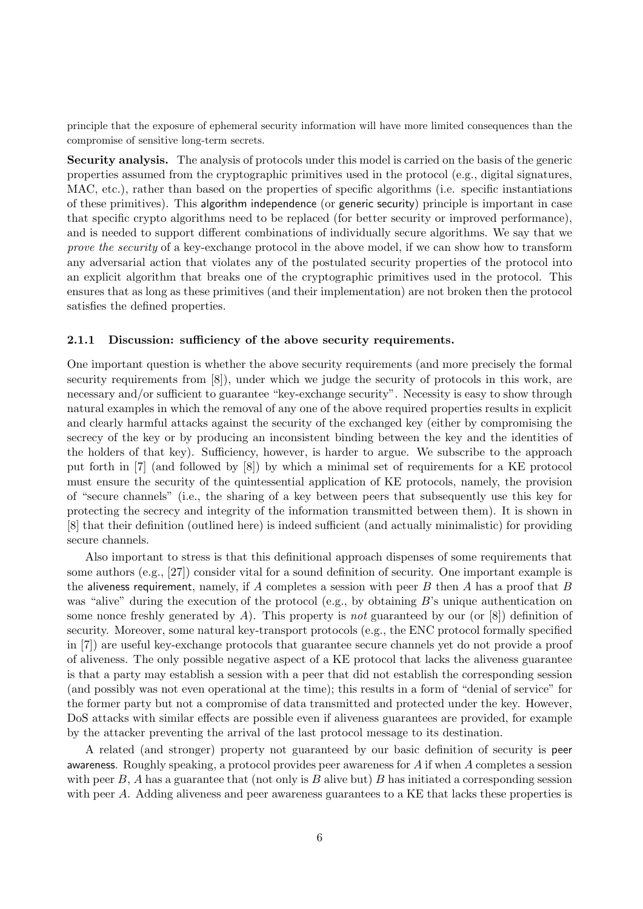principle that the exposure of ephemeral security information will have more limited consequences than the compromise of sensitive long-term secrets.

**Security analysis.** The analysis of protocols under this model is carried on the basis of the generic properties assumed from the cryptographic primitives used in the protocol (e.g., digital signatures, MAC, etc.), rather than based on the properties of specific algorithms (i.e. specific instantiations of these primitives). This algorithm independence (or generic security) principle is important in case that specific crypto algorithms need to be replaced (for better security or improved performance), and is needed to support different combinations of individually secure algorithms. We say that we *prove the security* of a key-exchange protocol in the above model, if we can show how to transform any adversarial action that violates any of the postulated security properties of the protocol into an explicit algorithm that breaks one of the cryptographic primitives used in the protocol. This ensures that as long as these primitives (and their implementation) are not broken then the protocol satisfies the defined properties.

### 2.1.1 Discussion: sufficiency of the above security requirements.

One important question is whether the above security requirements (and more precisely the formal security requirements from [8]), under which we judge the security of protocols in this work, are necessary and/or sufficient to guarantee "key-exchange security". Necessity is easy to show through natural examples in which the removal of any one of the above required properties results in explicit and clearly harmful attacks against the security of the exchanged key (either by compromising the secrecy of the key or by producing an inconsistent binding between the key and the identities of the holders of that key). Sufficiency, however, is harder to argue. We subscribe to the approach put forth in [7] (and followed by [8]) by which a minimal set of requirements for a KE protocol must ensure the security of the quintessential application of KE protocols, namely, the provision of "secure channels" (i.e., the sharing of a key between peers that subsequently use this key for protecting the secrecy and integrity of the information transmitted between them). It is shown in [8] that their definition (outlined here) is indeed sufficient (and actually minimalistic) for providing secure channels.

Also important to stress is that this definitional approach dispenses of some requirements that some authors (e.g., [27]) consider vital for a sound definition of security. One important example is the aliveness requirement, namely, if $A$ completes a session with peer $B$ then $A$ has a proof that $B$ was "alive" during the execution of the protocol (e.g., by obtaining $B$'s unique authentication on some nonce freshly generated by $A$). This property is *not* guaranteed by our (or [8]) definition of security. Moreover, some natural key-transport protocols (e.g., the ENC protocol formally specified in [7]) are useful key-exchange protocols that guarantee secure channels yet do not provide a proof of aliveness. The only possible negative aspect of a KE protocol that lacks the aliveness guarantee is that a party may establish a session with a peer that did not establish the corresponding session (and possibly was not even operational at the time); this results in a form of "denial of service" for the former party but not a compromise of data transmitted and protected under the key. However, DoS attacks with similar effects are possible even if aliveness guarantees are provided, for example by the attacker preventing the arrival of the last protocol message to its destination.

A related (and stronger) property not guaranteed by our basic definition of security is peer awareness. Roughly speaking, a protocol provides peer awareness for $A$ if when $A$ completes a session with peer $B$, $A$ has a guarantee that (not only is $B$ alive but) $B$ has initiated a corresponding session with peer $A$. Adding aliveness and peer awareness guarantees to a KE that lacks these properties is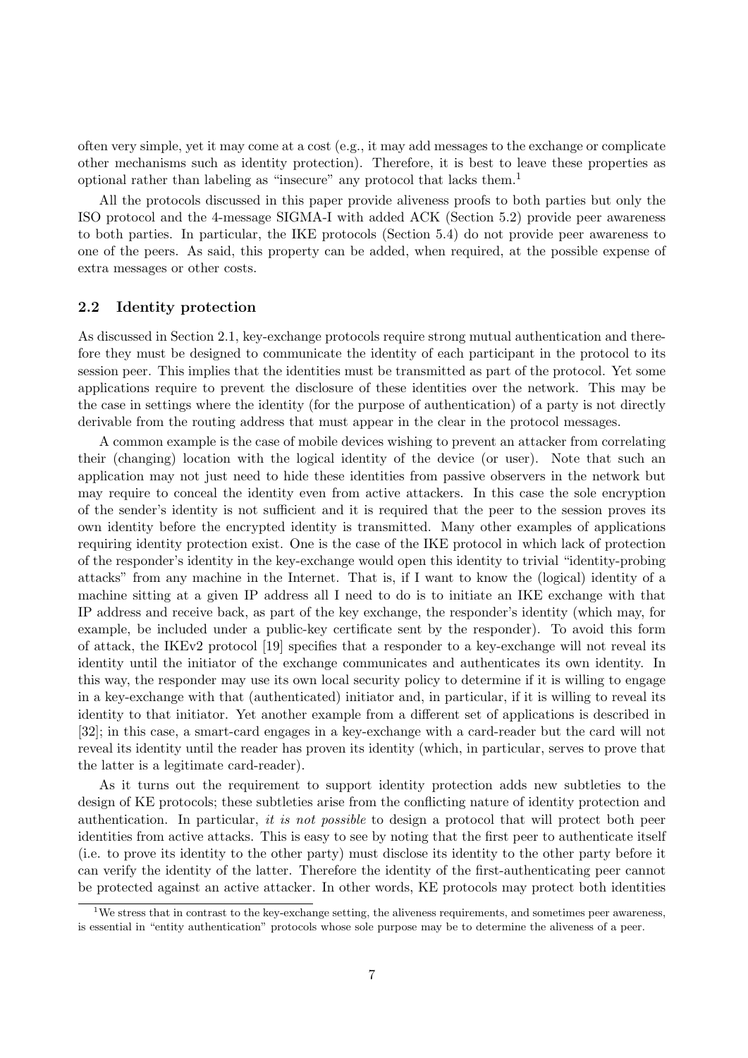often very simple, yet it may come at a cost (e.g., it may add messages to the exchange or complicate other mechanisms such as identity protection). Therefore, it is best to leave these properties as optional rather than labeling as "insecure" any protocol that lacks them.[1]

All the protocols discussed in this paper provide aliveness proofs to both parties but only the ISO protocol and the 4-message SIGMA-I with added ACK (Section 5.2) provide peer awareness to both parties. In particular, the IKE protocols (Section 5.4) do not provide peer awareness to one of the peers. As said, this property can be added, when required, at the possible expense of extra messages or other costs.

### 2.2 Identity protection

As discussed in Section 2.1, key-exchange protocols require strong mutual authentication and therefore they must be designed to communicate the identity of each participant in the protocol to its session peer. This implies that the identities must be transmitted as part of the protocol. Yet some applications require to prevent the disclosure of these identities over the network. This may be the case in settings where the identity (for the purpose of authentication) of a party is not directly derivable from the routing address that must appear in the clear in the protocol messages.

A common example is the case of mobile devices wishing to prevent an attacker from correlating their (changing) location with the logical identity of the device (or user). Note that such an application may not just need to hide these identities from passive observers in the network but may require to conceal the identity even from active attackers. In this case the sole encryption of the sender's identity is not sufficient and it is required that the peer to the session proves its own identity before the encrypted identity is transmitted. Many other examples of applications requiring identity protection exist. One is the case of the IKE protocol in which lack of protection of the responder's identity in the key-exchange would open this identity to trivial "identity-probing attacks" from any machine in the Internet. That is, if I want to know the (logical) identity of a machine sitting at a given IP address all I need to do is to initiate an IKE exchange with that IP address and receive back, as part of the key exchange, the responder's identity (which may, for example, be included under a public-key certificate sent by the responder). To avoid this form of attack, the IKEv2 protocol [19] specifies that a responder to a key-exchange will not reveal its identity until the initiator of the exchange communicates and authenticates its own identity. In this way, the responder may use its own local security policy to determine if it is willing to engage in a key-exchange with that (authenticated) initiator and, in particular, if it is willing to reveal its identity to that initiator. Yet another example from a different set of applications is described in [32]; in this case, a smart-card engages in a key-exchange with a card-reader but the card will not reveal its identity until the reader has proven its identity (which, in particular, serves to prove that the latter is a legitimate card-reader).

As it turns out the requirement to support identity protection adds new subtleties to the design of KE protocols; these subtleties arise from the conflicting nature of identity protection and authentication. In particular, *it is not possible* to design a protocol that will protect both peer identities from active attacks. This is easy to see by noting that the first peer to authenticate itself (i.e. to prove its identity to the other party) must disclose its identity to the other party before it can verify the identity of the latter. Therefore the identity of the first-authenticating peer cannot be protected against an active attacker. In other words, KE protocols may protect both identities

[1] We stress that in contrast to the key-exchange setting, the aliveness requirements, and sometimes peer awareness, is essential in "entity authentication" protocols whose sole purpose may be to determine the aliveness of a peer.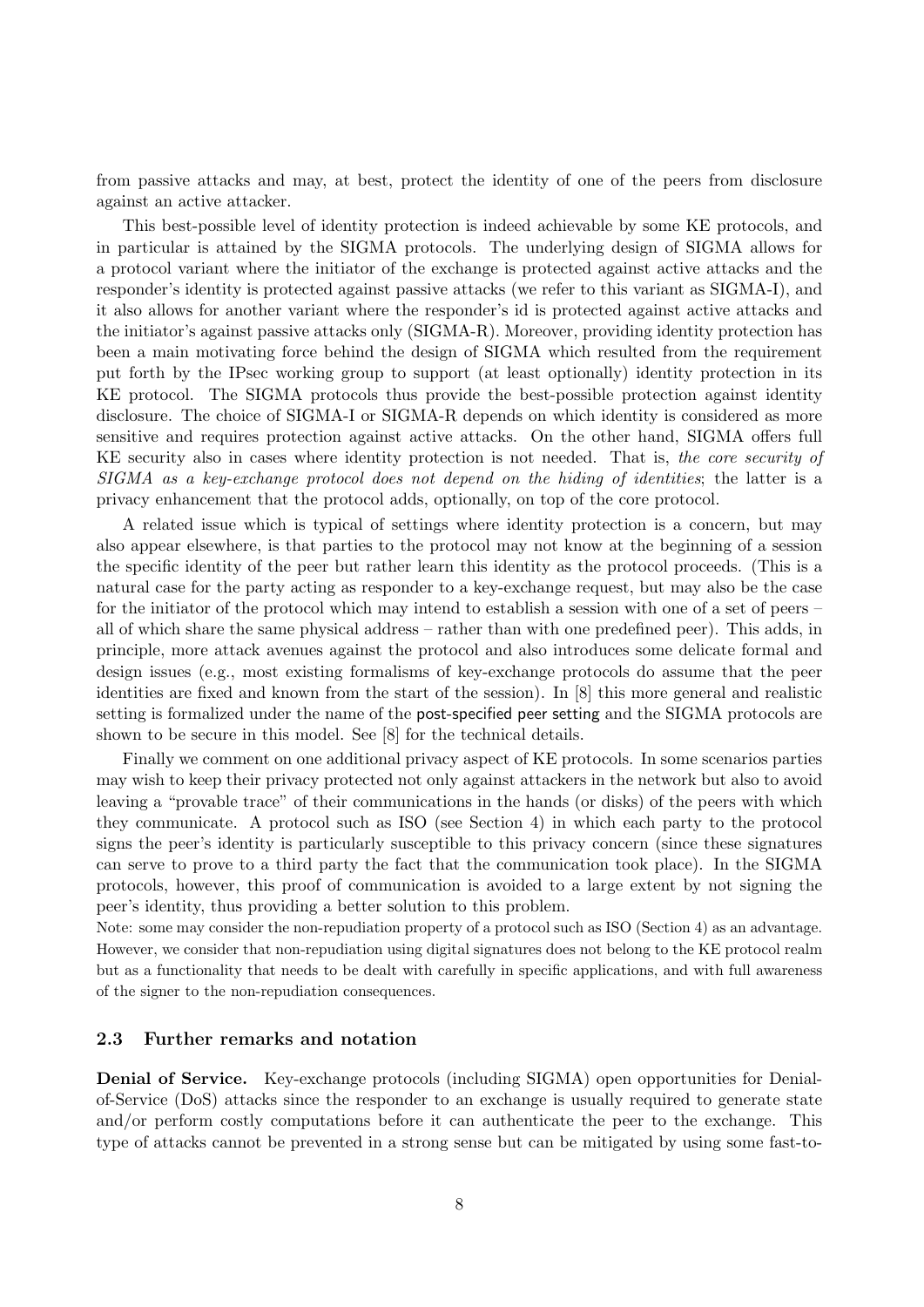from passive attacks and may, at best, protect the identity of one of the peers from disclosure against an active attacker.

This best-possible level of identity protection is indeed achievable by some KE protocols, and in particular is attained by the SIGMA protocols. The underlying design of SIGMA allows for a protocol variant where the initiator of the exchange is protected against active attacks and the responder's identity is protected against passive attacks (we refer to this variant as SIGMA-I), and it also allows for another variant where the responder's id is protected against active attacks and the initiator's against passive attacks only (SIGMA-R). Moreover, providing identity protection has been a main motivating force behind the design of SIGMA which resulted from the requirement put forth by the IPsec working group to support (at least optionally) identity protection in its KE protocol. The SIGMA protocols thus provide the best-possible protection against identity disclosure. The choice of SIGMA-I or SIGMA-R depends on which identity is considered as more sensitive and requires protection against active attacks. On the other hand, SIGMA offers full KE security also in cases where identity protection is not needed. That is, *the core security of SIGMA as a key-exchange protocol does not depend on the hiding of identities*; the latter is a privacy enhancement that the protocol adds, optionally, on top of the core protocol.

A related issue which is typical of settings where identity protection is a concern, but may also appear elsewhere, is that parties to the protocol may not know at the beginning of a session the specific identity of the peer but rather learn this identity as the protocol proceeds. (This is a natural case for the party acting as responder to a key-exchange request, but may also be the case for the initiator of the protocol which may intend to establish a session with one of a set of peers – all of which share the same physical address – rather than with one predefined peer). This adds, in principle, more attack avenues against the protocol and also introduces some delicate formal and design issues (e.g., most existing formalisms of key-exchange protocols do assume that the peer identities are fixed and known from the start of the session). In [8] this more general and realistic setting is formalized under the name of the post-specified peer setting and the SIGMA protocols are shown to be secure in this model. See [8] for the technical details.

Finally we comment on one additional privacy aspect of KE protocols. In some scenarios parties may wish to keep their privacy protected not only against attackers in the network but also to avoid leaving a "provable trace" of their communications in the hands (or disks) of the peers with which they communicate. A protocol such as ISO (see Section 4) in which each party to the protocol signs the peer's identity is particularly susceptible to this privacy concern (since these signatures can serve to prove to a third party the fact that the communication took place). In the SIGMA protocols, however, this proof of communication is avoided to a large extent by not signing the peer's identity, thus providing a better solution to this problem.

Note: some may consider the non-repudiation property of a protocol such as ISO (Section 4) as an advantage. However, we consider that non-repudiation using digital signatures does not belong to the KE protocol realm but as a functionality that needs to be dealt with carefully in specific applications, and with full awareness of the signer to the non-repudiation consequences.

### 2.3 Further remarks and notation

**Denial of Service.** Key-exchange protocols (including SIGMA) open opportunities for Denial-of-Service (DoS) attacks since the responder to an exchange is usually required to generate state and/or perform costly computations before it can authenticate the peer to the exchange. This type of attacks cannot be prevented in a strong sense but can be mitigated by using some fast-to-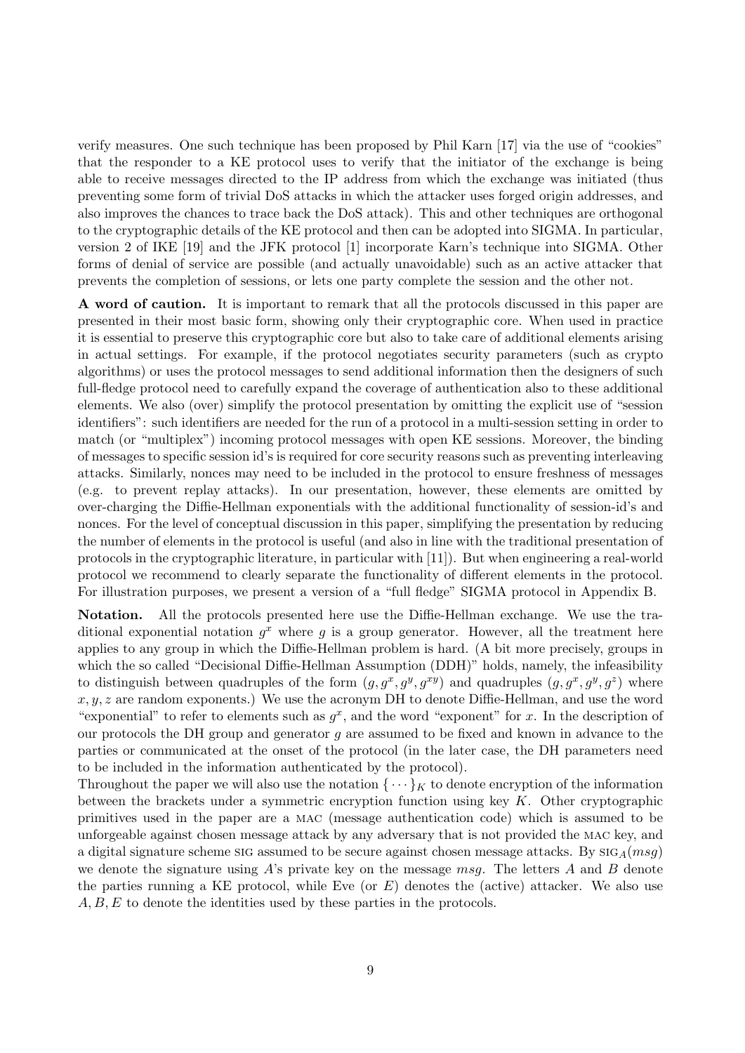verify measures. One such technique has been proposed by Phil Karn [17] via the use of "cookies" that the responder to a KE protocol uses to verify that the initiator of the exchange is being able to receive messages directed to the IP address from which the exchange was initiated (thus preventing some form of trivial DoS attacks in which the attacker uses forged origin addresses, and also improves the chances to trace back the DoS attack). This and other techniques are orthogonal to the cryptographic details of the KE protocol and then can be adopted into SIGMA. In particular, version 2 of IKE [19] and the JFK protocol [1] incorporate Karn's technique into SIGMA. Other forms of denial of service are possible (and actually unavoidable) such as an active attacker that prevents the completion of sessions, or lets one party complete the session and the other not.

**A word of caution.** It is important to remark that all the protocols discussed in this paper are presented in their most basic form, showing only their cryptographic core. When used in practice it is essential to preserve this cryptographic core but also to take care of additional elements arising in actual settings. For example, if the protocol negotiates security parameters (such as crypto algorithms) or uses the protocol messages to send additional information then the designers of such full-fledge protocol need to carefully expand the coverage of authentication also to these additional elements. We also (over) simplify the protocol presentation by omitting the explicit use of "session identifiers": such identifiers are needed for the run of a protocol in a multi-session setting in order to match (or "multiplex") incoming protocol messages with open KE sessions. Moreover, the binding of messages to specific session id's is required for core security reasons such as preventing interleaving attacks. Similarly, nonces may need to be included in the protocol to ensure freshness of messages (e.g. to prevent replay attacks). In our presentation, however, these elements are omitted by over-charging the Diffie-Hellman exponentials with the additional functionality of session-id's and nonces. For the level of conceptual discussion in this paper, simplifying the presentation by reducing the number of elements in the protocol is useful (and also in line with the traditional presentation of protocols in the cryptographic literature, in particular with [11]). But when engineering a real-world protocol we recommend to clearly separate the functionality of different elements in the protocol. For illustration purposes, we present a version of a "full fledge" SIGMA protocol in Appendix B.

**Notation.** All the protocols presented here use the Diffie-Hellman exchange. We use the traditional exponential notation $g^x$ where $g$ is a group generator. However, all the treatment here applies to any group in which the Diffie-Hellman problem is hard. (A bit more precisely, groups in which the so called "Decisional Diffie-Hellman Assumption (DDH)" holds, namely, the infeasibility to distinguish between quadruples of the form $(g, g^x, g^y, g^{xy})$ and quadruples $(g, g^x, g^y, g^z)$ where $x, y, z$ are random exponents.) We use the acronym DH to denote Diffie-Hellman, and use the word "exponential" to refer to elements such as $g^x$, and the word "exponent" for $x$. In the description of our protocols the DH group and generator $g$ are assumed to be fixed and known in advance to the parties or communicated at the onset of the protocol (in the later case, the DH parameters need to be included in the information authenticated by the protocol).

Throughout the paper we will also use the notation $\{\cdots\}_K$ to denote encryption of the information between the brackets under a symmetric encryption function using key $K$. Other cryptographic primitives used in the paper are a MAC (message authentication code) which is assumed to be unforgeable against chosen message attack by any adversary that is not provided the MAC key, and a digital signature scheme SIG assumed to be secure against chosen message attacks. By $\text{SIG}_A(msg)$ we denote the signature using $A$'s private key on the message $msg$. The letters $A$ and $B$ denote the parties running a KE protocol, while Eve (or $E$) denotes the (active) attacker. We also use $A, B, E$ to denote the identities used by these parties in the protocols.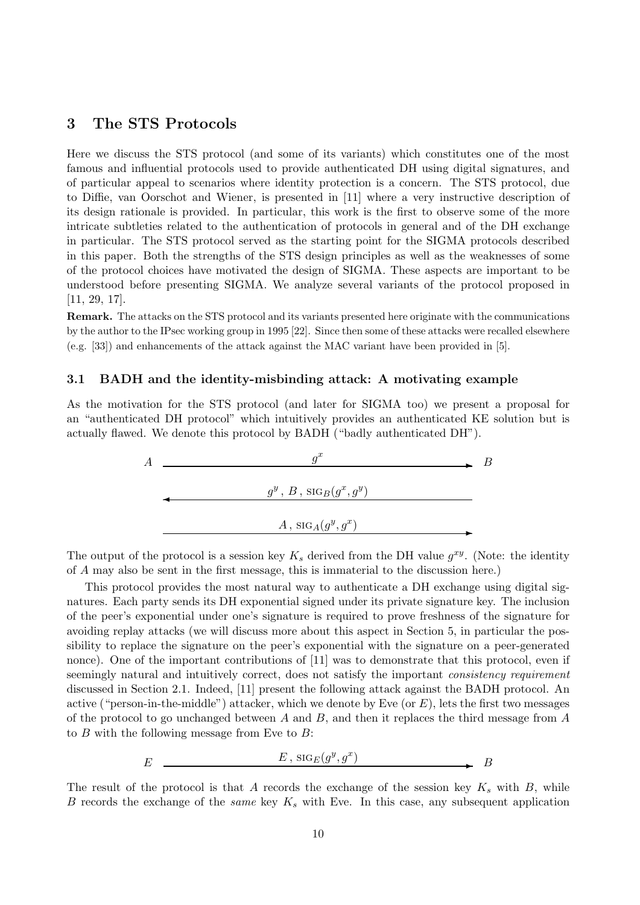## 3 The STS Protocols

Here we discuss the STS protocol (and some of its variants) which constitutes one of the most famous and influential protocols used to provide authenticated DH using digital signatures, and of particular appeal to scenarios where identity protection is a concern. The STS protocol, due to Diffie, van Oorschot and Wiener, is presented in [11] where a very instructive description of its design rationale is provided. In particular, this work is the first to observe some of the more intricate subtleties related to the authentication of protocols in general and of the DH exchange in particular. The STS protocol served as the starting point for the SIGMA protocols described in this paper. Both the strengths of the STS design principles as well as the weaknesses of some of the protocol choices have motivated the design of SIGMA. These aspects are important to be understood before presenting SIGMA. We analyze several variants of the protocol proposed in [11, 29, 17].

**Remark.** The attacks on the STS protocol and its variants presented here originate with the communications by the author to the IPsec working group in 1995 [22]. Since then some of these attacks were recalled elsewhere (e.g. [33]) and enhancements of the attack against the MAC variant have been provided in [5].

### 3.1 BADH and the identity-misbinding attack: A motivating example

As the motivation for the STS protocol (and later for SIGMA too) we present a proposal for an "authenticated DH protocol" which intuitively provides an authenticated KE solution but is actually flawed. We denote this protocol by BADH ("badly authenticated DH").

$$A \xrightarrow{\quad g^x \quad} B$$

$$A \xleftarrow{\quad g^y\,,\ B\,,\ \mathrm{SIG}_B(g^x, g^y) \quad} B$$

$$A \xrightarrow{\quad A\,,\ \mathrm{SIG}_A(g^y, g^x) \quad} B$$

The output of the protocol is a session key $K_s$ derived from the DH value $g^{xy}$. (Note: the identity of $A$ may also be sent in the first message, this is immaterial to the discussion here.)

This protocol provides the most natural way to authenticate a DH exchange using digital signatures. Each party sends its DH exponential signed under its private signature key. The inclusion of the peer's exponential under one's signature is required to prove freshness of the signature for avoiding replay attacks (we will discuss more about this aspect in Section 5, in particular the possibility to replace the signature on the peer's exponential with the signature on a peer-generated nonce). One of the important contributions of [11] was to demonstrate that this protocol, even if seemingly natural and intuitively correct, does not satisfy the important *consistency requirement* discussed in Section 2.1. Indeed, [11] present the following attack against the BADH protocol. An active ("person-in-the-middle") attacker, which we denote by Eve (or $E$), lets the first two messages of the protocol to go unchanged between $A$ and $B$, and then it replaces the third message from $A$ to $B$ with the following message from Eve to $B$:

$$E \xrightarrow{\quad E\,,\ \mathrm{SIG}_E(g^y, g^x) \quad} B$$

The result of the protocol is that $A$ records the exchange of the session key $K_s$ with $B$, while $B$ records the exchange of the *same* key $K_s$ with Eve. In this case, any subsequent application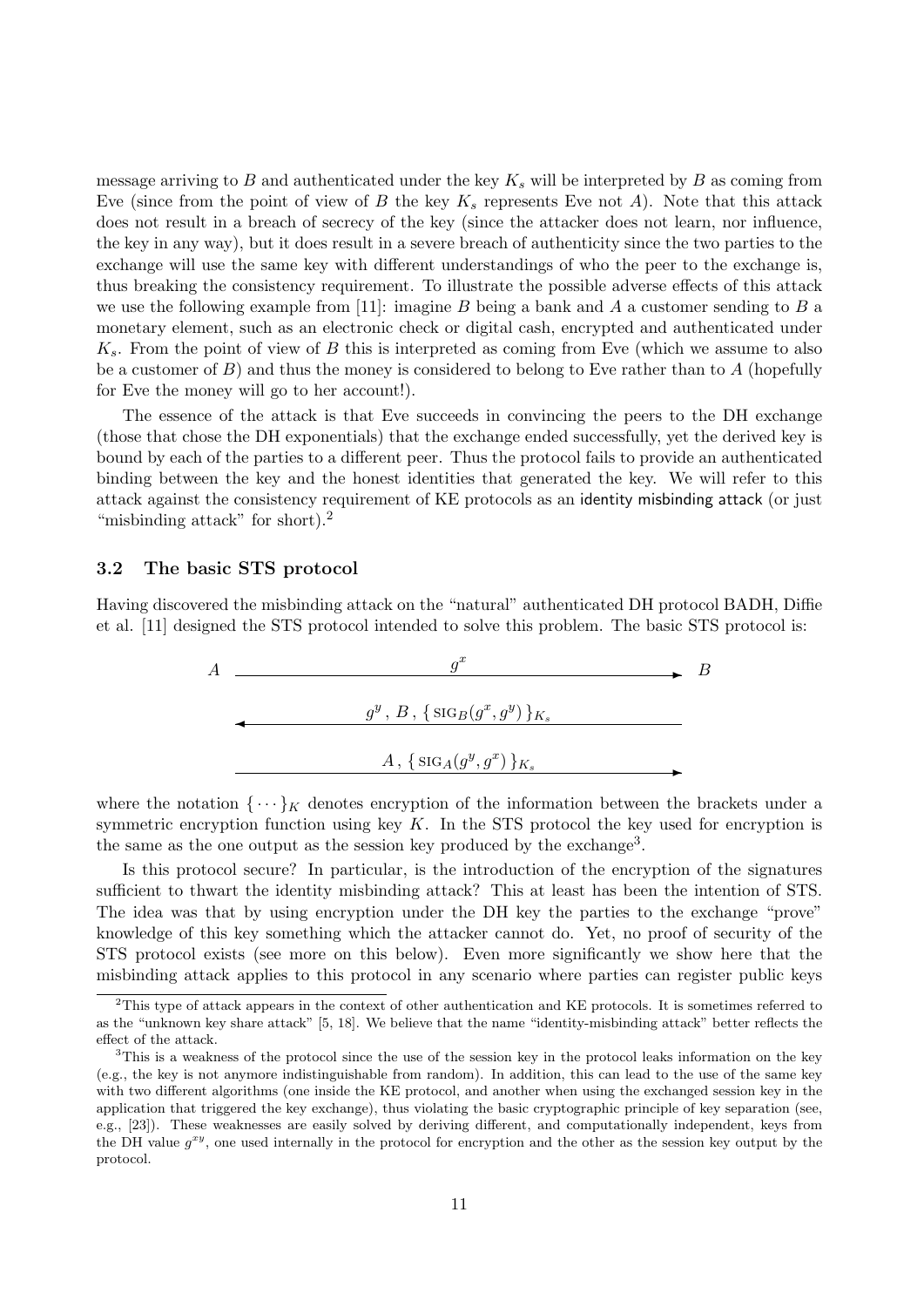message arriving to $B$ and authenticated under the key $K_s$ will be interpreted by $B$ as coming from Eve (since from the point of view of $B$ the key $K_s$ represents Eve not $A$). Note that this attack does not result in a breach of secrecy of the key (since the attacker does not learn, nor influence, the key in any way), but it does result in a severe breach of authenticity since the two parties to the exchange will use the same key with different understandings of who the peer to the exchange is, thus breaking the consistency requirement. To illustrate the possible adverse effects of this attack we use the following example from [11]: imagine $B$ being a bank and $A$ a customer sending to $B$ a monetary element, such as an electronic check or digital cash, encrypted and authenticated under $K_s$. From the point of view of $B$ this is interpreted as coming from Eve (which we assume to also be a customer of $B$) and thus the money is considered to belong to Eve rather than to $A$ (hopefully for Eve the money will go to her account!).

The essence of the attack is that Eve succeeds in convincing the peers to the DH exchange (those that chose the DH exponentials) that the exchange ended successfully, yet the derived key is bound by each of the parties to a different peer. Thus the protocol fails to provide an authenticated binding between the key and the honest identities that generated the key. We will refer to this attack against the consistency requirement of KE protocols as an identity misbinding attack (or just "misbinding attack" for short).[2]

### 3.2 The basic STS protocol

Having discovered the misbinding attack on the "natural" authenticated DH protocol BADH, Diffie et al. [11] designed the STS protocol intended to solve this problem. The basic STS protocol is:

$$A \xrightarrow{\quad g^x \quad} B$$

$$\xleftarrow{\quad g^y,\ B,\ \{\,\text{SIG}_B(g^x, g^y)\,\}_{K_s} \quad}$$

$$\xrightarrow{\quad A,\ \{\,\text{SIG}_A(g^y, g^x)\,\}_{K_s} \quad}$$

where the notation $\{\cdots\}_K$ denotes encryption of the information between the brackets under a symmetric encryption function using key $K$. In the STS protocol the key used for encryption is the same as the one output as the session key produced by the exchange[3].

Is this protocol secure? In particular, is the introduction of the encryption of the signatures sufficient to thwart the identity misbinding attack? This at least has been the intention of STS. The idea was that by using encryption under the DH key the parties to the exchange "prove" knowledge of this key something which the attacker cannot do. Yet, no proof of security of the STS protocol exists (see more on this below). Even more significantly we show here that the misbinding attack applies to this protocol in any scenario where parties can register public keys

---

[2] This type of attack appears in the context of other authentication and KE protocols. It is sometimes referred to as the "unknown key share attack" [5, 18]. We believe that the name "identity-misbinding attack" better reflects the effect of the attack.

[3] This is a weakness of the protocol since the use of the session key in the protocol leaks information on the key (e.g., the key is not anymore indistinguishable from random). In addition, this can lead to the use of the same key with two different algorithms (one inside the KE protocol, and another when using the exchanged session key in the application that triggered the key exchange), thus violating the basic cryptographic principle of key separation (see, e.g., [23]). These weaknesses are easily solved by deriving different, and computationally independent, keys from the DH value $g^{xy}$, one used internally in the protocol for encryption and the other as the session key output by the protocol.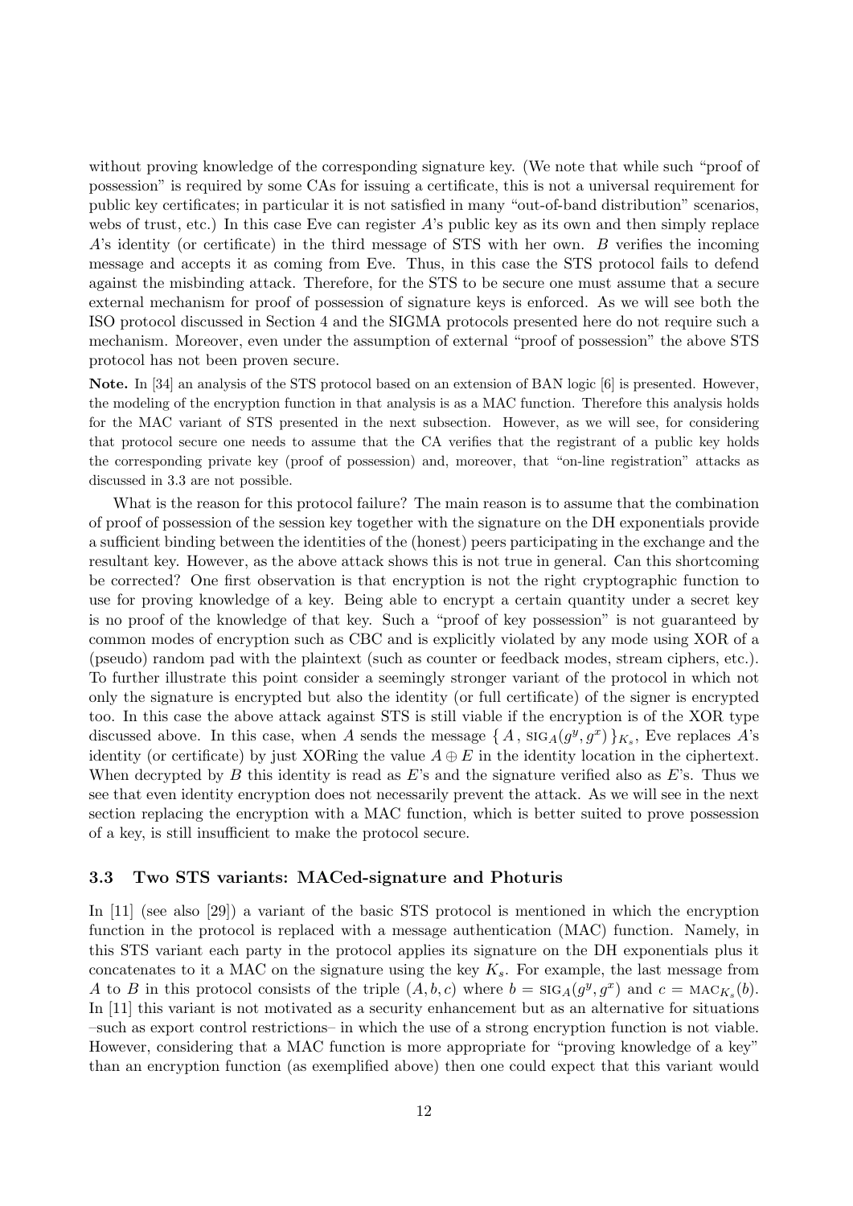without proving knowledge of the corresponding signature key. (We note that while such "proof of possession" is required by some CAs for issuing a certificate, this is not a universal requirement for public key certificates; in particular it is not satisfied in many "out-of-band distribution" scenarios, webs of trust, etc.) In this case Eve can register $A$'s public key as its own and then simply replace $A$'s identity (or certificate) in the third message of STS with her own. $B$ verifies the incoming message and accepts it as coming from Eve. Thus, in this case the STS protocol fails to defend against the misbinding attack. Therefore, for the STS to be secure one must assume that a secure external mechanism for proof of possession of signature keys is enforced. As we will see both the ISO protocol discussed in Section 4 and the SIGMA protocols presented here do not require such a mechanism. Moreover, even under the assumption of external "proof of possession" the above STS protocol has not been proven secure.

**Note.** In [34] an analysis of the STS protocol based on an extension of BAN logic [6] is presented. However, the modeling of the encryption function in that analysis is as a MAC function. Therefore this analysis holds for the MAC variant of STS presented in the next subsection. However, as we will see, for considering that protocol secure one needs to assume that the CA verifies that the registrant of a public key holds the corresponding private key (proof of possession) and, moreover, that "on-line registration" attacks as discussed in 3.3 are not possible.

What is the reason for this protocol failure? The main reason is to assume that the combination of proof of possession of the session key together with the signature on the DH exponentials provide a sufficient binding between the identities of the (honest) peers participating in the exchange and the resultant key. However, as the above attack shows this is not true in general. Can this shortcoming be corrected? One first observation is that encryption is not the right cryptographic function to use for proving knowledge of a key. Being able to encrypt a certain quantity under a secret key is no proof of the knowledge of that key. Such a "proof of key possession" is not guaranteed by common modes of encryption such as CBC and is explicitly violated by any mode using XOR of a (pseudo) random pad with the plaintext (such as counter or feedback modes, stream ciphers, etc.). To further illustrate this point consider a seemingly stronger variant of the protocol in which not only the signature is encrypted but also the identity (or full certificate) of the signer is encrypted too. In this case the above attack against STS is still viable if the encryption is of the XOR type discussed above. In this case, when $A$ sends the message $\{ A\, ,\, \mathrm{SIG}_A(g^y, g^x)\, \}_{K_s}$, Eve replaces $A$'s identity (or certificate) by just XORing the value $A \oplus E$ in the identity location in the ciphertext. When decrypted by $B$ this identity is read as $E$'s and the signature verified also as $E$'s. Thus we see that even identity encryption does not necessarily prevent the attack. As we will see in the next section replacing the encryption with a MAC function, which is better suited to prove possession of a key, is still insufficient to make the protocol secure.

### 3.3 Two STS variants: MACed-signature and Photuris

In [11] (see also [29]) a variant of the basic STS protocol is mentioned in which the encryption function in the protocol is replaced with a message authentication (MAC) function. Namely, in this STS variant each party in the protocol applies its signature on the DH exponentials plus it concatenates to it a MAC on the signature using the key $K_s$. For example, the last message from $A$ to $B$ in this protocol consists of the triple $(A, b, c)$ where $b = \mathrm{SIG}_A(g^y, g^x)$ and $c = \mathrm{MAC}_{K_s}(b)$. In [11] this variant is not motivated as a security enhancement but as an alternative for situations –such as export control restrictions– in which the use of a strong encryption function is not viable. However, considering that a MAC function is more appropriate for "proving knowledge of a key" than an encryption function (as exemplified above) then one could expect that this variant would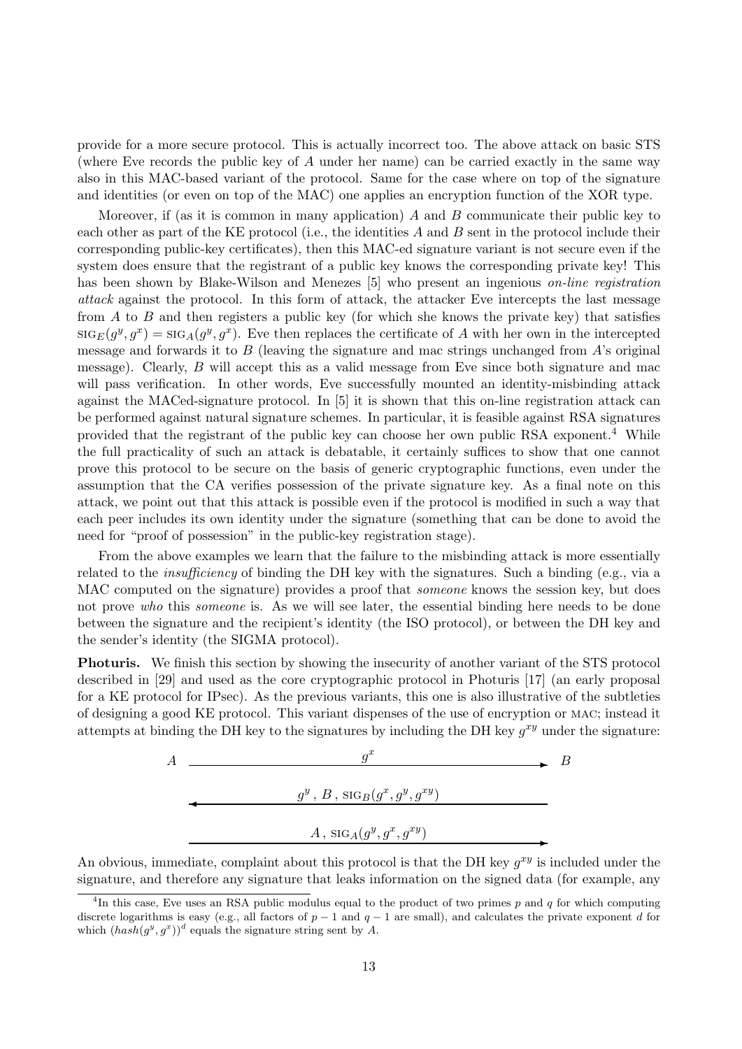provide for a more secure protocol. This is actually incorrect too. The above attack on basic STS (where Eve records the public key of $A$ under her name) can be carried exactly in the same way also in this MAC-based variant of the protocol. Same for the case where on top of the signature and identities (or even on top of the MAC) one applies an encryption function of the XOR type.

Moreover, if (as it is common in many application) $A$ and $B$ communicate their public key to each other as part of the KE protocol (i.e., the identities $A$ and $B$ sent in the protocol include their corresponding public-key certificates), then this MAC-ed signature variant is not secure even if the system does ensure that the registrant of a public key knows the corresponding private key! This has been shown by Blake-Wilson and Menezes [5] who present an ingenious *on-line registration attack* against the protocol. In this form of attack, the attacker Eve intercepts the last message from $A$ to $B$ and then registers a public key (for which she knows the private key) that satisfies $\text{SIG}_E(g^y, g^x) = \text{SIG}_A(g^y, g^x)$. Eve then replaces the certificate of $A$ with her own in the intercepted message and forwards it to $B$ (leaving the signature and mac strings unchanged from $A$'s original message). Clearly, $B$ will accept this as a valid message from Eve since both signature and mac will pass verification. In other words, Eve successfully mounted an identity-misbinding attack against the MACed-signature protocol. In [5] it is shown that this on-line registration attack can be performed against natural signature schemes. In particular, it is feasible against RSA signatures provided that the registrant of the public key can choose her own public RSA exponent.[4] While the full practicality of such an attack is debatable, it certainly suffices to show that one cannot prove this protocol to be secure on the basis of generic cryptographic functions, even under the assumption that the CA verifies possession of the private signature key. As a final note on this attack, we point out that this attack is possible even if the protocol is modified in such a way that each peer includes its own identity under the signature (something that can be done to avoid the need for "proof of possession" in the public-key registration stage).

From the above examples we learn that the failure to the misbinding attack is more essentially related to the *insufficiency* of binding the DH key with the signatures. Such a binding (e.g., via a MAC computed on the signature) provides a proof that *someone* knows the session key, but does not prove *who* this *someone* is. As we will see later, the essential binding here needs to be done between the signature and the recipient's identity (the ISO protocol), or between the DH key and the sender's identity (the SIGMA protocol).

**Photuris.** We finish this section by showing the insecurity of another variant of the STS protocol described in [29] and used as the core cryptographic protocol in Photuris [17] (an early proposal for a KE protocol for IPsec). As the previous variants, this one is also illustrative of the subtleties of designing a good KE protocol. This variant dispenses of the use of encryption or MAC; instead it attempts at binding the DH key to the signatures by including the DH key $g^{xy}$ under the signature:

$$A \xrightarrow{\quad g^x \quad} B$$

$$A \xleftarrow{\quad g^y,\ B,\ \text{SIG}_B(g^x, g^y, g^{xy}) \quad} B$$

$$A \xrightarrow{\quad A,\ \text{SIG}_A(g^y, g^x, g^{xy}) \quad} B$$

An obvious, immediate, complaint about this protocol is that the DH key $g^{xy}$ is included under the signature, and therefore any signature that leaks information on the signed data (for example, any

[4] In this case, Eve uses an RSA public modulus equal to the product of two primes $p$ and $q$ for which computing discrete logarithms is easy (e.g., all factors of $p-1$ and $q-1$ are small), and calculates the private exponent $d$ for which $(hash(g^y, g^x))^d$ equals the signature string sent by $A$.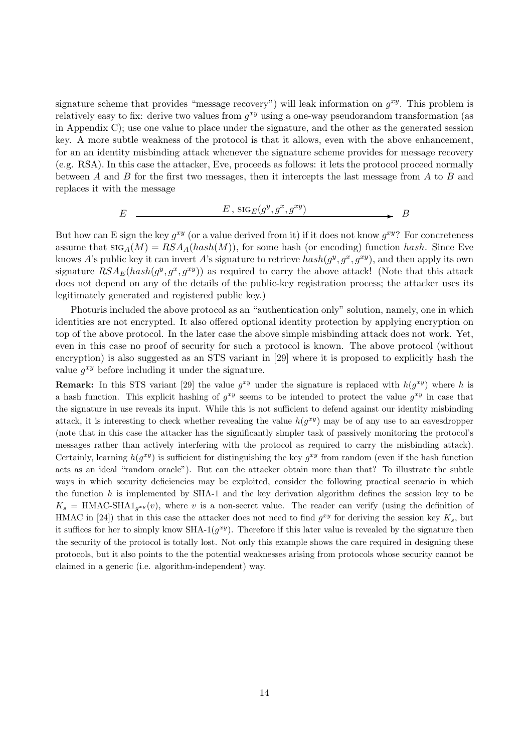signature scheme that provides "message recovery") will leak information on $g^{xy}$. This problem is relatively easy to fix: derive two values from $g^{xy}$ using a one-way pseudorandom transformation (as in Appendix C); use one value to place under the signature, and the other as the generated session key. A more subtle weakness of the protocol is that it allows, even with the above enhancement, for an an identity misbinding attack whenever the signature scheme provides for message recovery (e.g. RSA). In this case the attacker, Eve, proceeds as follows: it lets the protocol proceed normally between $A$ and $B$ for the first two messages, then it intercepts the last message from $A$ to $B$ and replaces it with the message

$$E \xrightarrow{\quad E\,,\ \mathrm{SIG}_E(g^y, g^x, g^{xy}) \quad} B$$

But how can E sign the key $g^{xy}$ (or a value derived from it) if it does not know $g^{xy}$? For concreteness assume that $\mathrm{SIG}_A(M) = RSA_A(hash(M))$, for some hash (or encoding) function $hash$. Since Eve knows $A$'s public key it can invert $A$'s signature to retrieve $hash(g^y, g^x, g^{xy})$, and then apply its own signature $RSA_E(hash(g^y, g^x, g^{xy}))$ as required to carry the above attack! (Note that this attack does not depend on any of the details of the public-key registration process; the attacker uses its legitimately generated and registered public key.)

Photuris included the above protocol as an "authentication only" solution, namely, one in which identities are not encrypted. It also offered optional identity protection by applying encryption on top of the above protocol. In the later case the above simple misbinding attack does not work. Yet, even in this case no proof of security for such a protocol is known. The above protocol (without encryption) is also suggested as an STS variant in [29] where it is proposed to explicitly hash the value $g^{xy}$ before including it under the signature.

**Remark:** In this STS variant [29] the value $g^{xy}$ under the signature is replaced with $h(g^{xy})$ where $h$ is a hash function. This explicit hashing of $g^{xy}$ seems to be intended to protect the value $g^{xy}$ in case that the signature in use reveals its input. While this is not sufficient to defend against our identity misbinding attack, it is interesting to check whether revealing the value $h(g^{xy})$ may be of any use to an eavesdropper (note that in this case the attacker has the significantly simpler task of passively monitoring the protocol's messages rather than actively interfering with the protocol as required to carry the misbinding attack). Certainly, learning $h(g^{xy})$ is sufficient for distinguishing the key $g^{xy}$ from random (even if the hash function acts as an ideal "random oracle"). But can the attacker obtain more than that? To illustrate the subtle ways in which security deficiencies may be exploited, consider the following practical scenario in which the function $h$ is implemented by SHA-1 and the key derivation algorithm defines the session key to be $K_s = \text{HMAC-SHA1}_{g^{xy}}(v)$, where $v$ is a non-secret value. The reader can verify (using the definition of HMAC in [24]) that in this case the attacker does not need to find $g^{xy}$ for deriving the session key $K_s$, but it suffices for her to simply know SHA-1$(g^{xy})$. Therefore if this later value is revealed by the signature then the security of the protocol is totally lost. Not only this example shows the care required in designing these protocols, but it also points to the the potential weaknesses arising from protocols whose security cannot be claimed in a generic (i.e. algorithm-independent) way.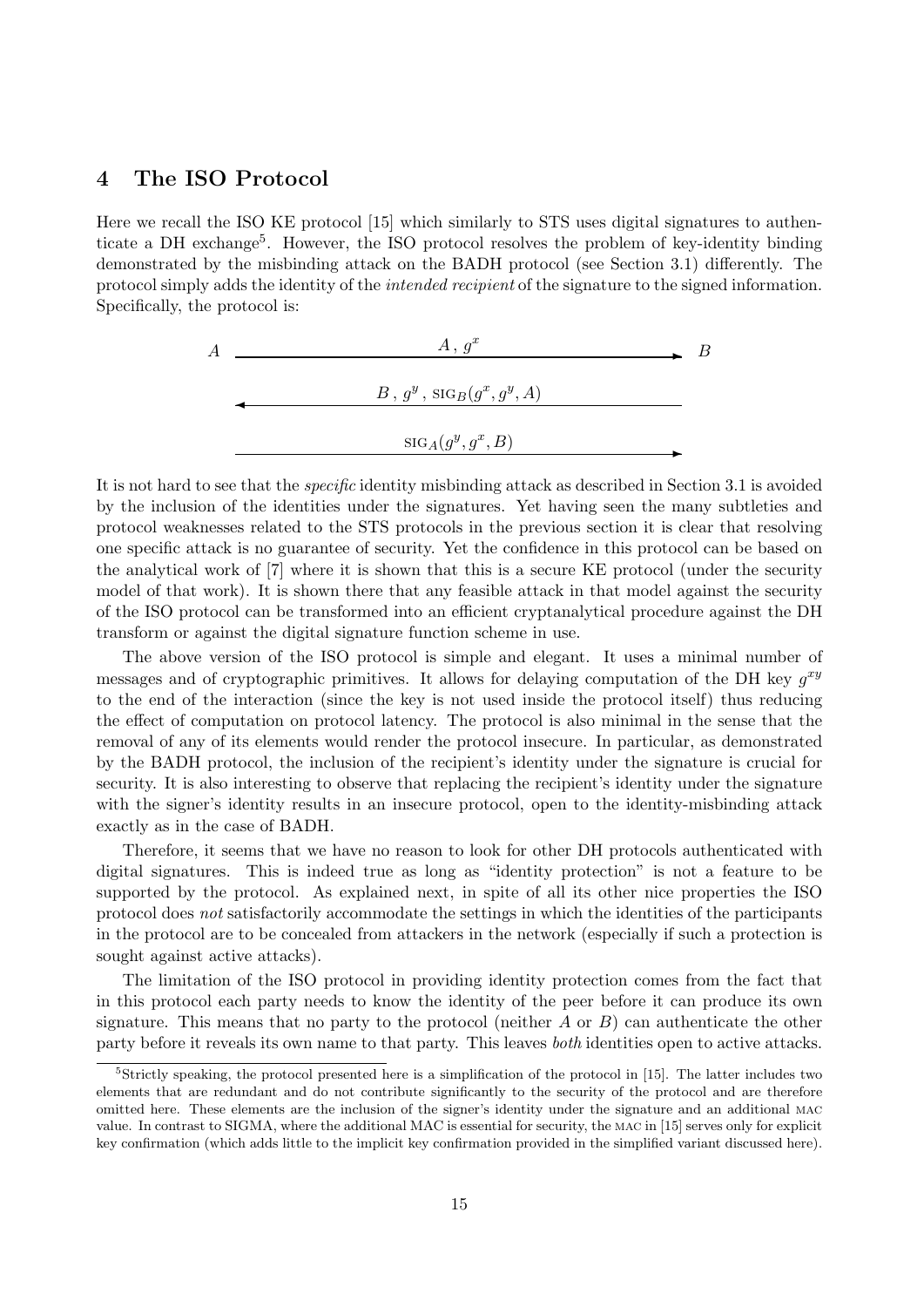## 4 The ISO Protocol

Here we recall the ISO KE protocol [15] which similarly to STS uses digital signatures to authenticate a DH exchange[5]. However, the ISO protocol resolves the problem of key-identity binding demonstrated by the misbinding attack on the BADH protocol (see Section 3.1) differently. The protocol simply adds the identity of the *intended recipient* of the signature to the signed information. Specifically, the protocol is:

$$A \xrightarrow{\quad A,\ g^x \quad} B$$

$$\xleftarrow{\quad B,\ g^y,\ \text{SIG}_B(g^x, g^y, A) \quad}$$

$$\xrightarrow{\quad \text{SIG}_A(g^y, g^x, B) \quad}$$

It is not hard to see that the *specific* identity misbinding attack as described in Section 3.1 is avoided by the inclusion of the identities under the signatures. Yet having seen the many subtleties and protocol weaknesses related to the STS protocols in the previous section it is clear that resolving one specific attack is no guarantee of security. Yet the confidence in this protocol can be based on the analytical work of [7] where it is shown that this is a secure KE protocol (under the security model of that work). It is shown there that any feasible attack in that model against the security of the ISO protocol can be transformed into an efficient cryptanalytical procedure against the DH transform or against the digital signature function scheme in use.

The above version of the ISO protocol is simple and elegant. It uses a minimal number of messages and of cryptographic primitives. It allows for delaying computation of the DH key $g^{xy}$ to the end of the interaction (since the key is not used inside the protocol itself) thus reducing the effect of computation on protocol latency. The protocol is also minimal in the sense that the removal of any of its elements would render the protocol insecure. In particular, as demonstrated by the BADH protocol, the inclusion of the recipient's identity under the signature is crucial for security. It is also interesting to observe that replacing the recipient's identity under the signature with the signer's identity results in an insecure protocol, open to the identity-misbinding attack exactly as in the case of BADH.

Therefore, it seems that we have no reason to look for other DH protocols authenticated with digital signatures. This is indeed true as long as "identity protection" is not a feature to be supported by the protocol. As explained next, in spite of all its other nice properties the ISO protocol does *not* satisfactorily accommodate the settings in which the identities of the participants in the protocol are to be concealed from attackers in the network (especially if such a protection is sought against active attacks).

The limitation of the ISO protocol in providing identity protection comes from the fact that in this protocol each party needs to know the identity of the peer before it can produce its own signature. This means that no party to the protocol (neither $A$ or $B$) can authenticate the other party before it reveals its own name to that party. This leaves *both* identities open to active attacks.

[5] Strictly speaking, the protocol presented here is a simplification of the protocol in [15]. The latter includes two elements that are redundant and do not contribute significantly to the security of the protocol and are therefore omitted here. These elements are the inclusion of the signer's identity under the signature and an additional MAC value. In contrast to SIGMA, where the additional MAC is essential for security, the MAC in [15] serves only for explicit key confirmation (which adds little to the implicit key confirmation provided in the simplified variant discussed here).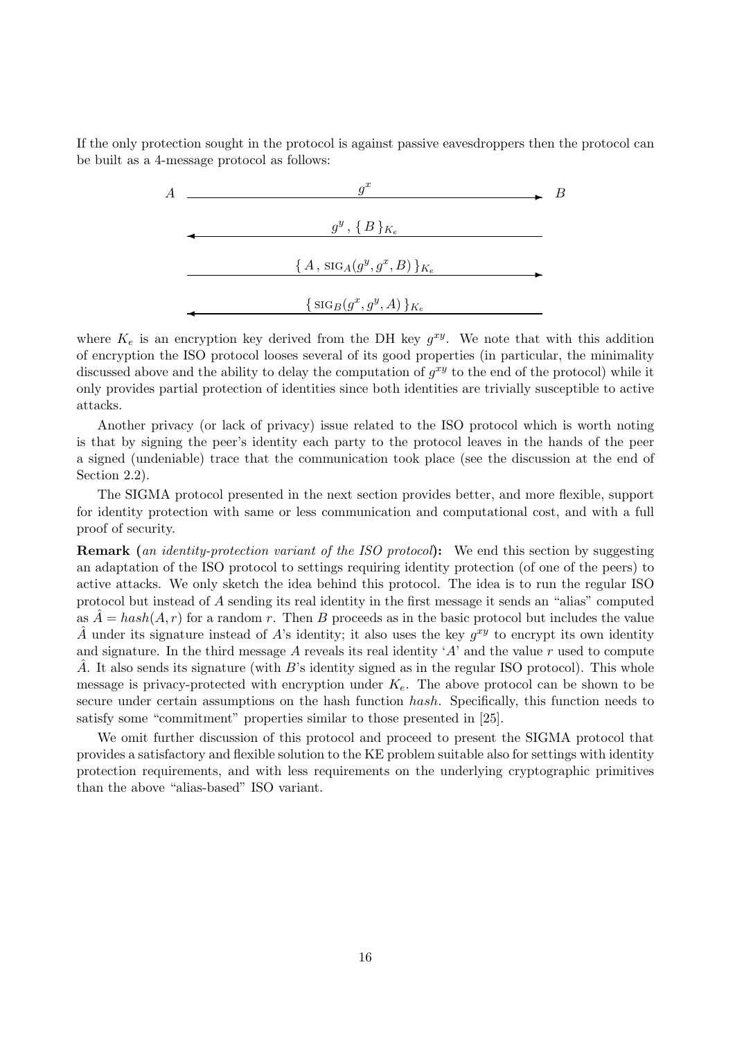If the only protection sought in the protocol is against passive eavesdroppers then the protocol can be built as a 4-message protocol as follows:

$$
\begin{array}{lcl}
A & \xrightarrow{\quad g^x \quad} & B \\
& \xleftarrow{\quad g^y\,,\ \{\,B\,\}_{K_e} \quad} & \\
& \xrightarrow{\quad \{\,A\,,\ \text{SIG}_A(g^y, g^x, B)\,\}_{K_e} \quad} & \\
& \xleftarrow{\quad \{\,\text{SIG}_B(g^x, g^y, A)\,\}_{K_e} \quad} &
\end{array}
$$

where $K_e$ is an encryption key derived from the DH key $g^{xy}$. We note that with this addition of encryption the ISO protocol looses several of its good properties (in particular, the minimality discussed above and the ability to delay the computation of $g^{xy}$ to the end of the protocol) while it only provides partial protection of identities since both identities are trivially susceptible to active attacks.

Another privacy (or lack of privacy) issue related to the ISO protocol which is worth noting is that by signing the peer's identity each party to the protocol leaves in the hands of the peer a signed (undeniable) trace that the communication took place (see the discussion at the end of Section 2.2).

The SIGMA protocol presented in the next section provides better, and more flexible, support for identity protection with same or less communication and computational cost, and with a full proof of security.

**Remark (***an identity-protection variant of the ISO protocol***):** We end this section by suggesting an adaptation of the ISO protocol to settings requiring identity protection (of one of the peers) to active attacks. We only sketch the idea behind this protocol. The idea is to run the regular ISO protocol but instead of $A$ sending its real identity in the first message it sends an "alias" computed as $\hat{A} = hash(A, r)$ for a random $r$. Then $B$ proceeds as in the basic protocol but includes the value $\hat{A}$ under its signature instead of $A$'s identity; it also uses the key $g^{xy}$ to encrypt its own identity and signature. In the third message $A$ reveals its real identity '$A$' and the value $r$ used to compute $\hat{A}$. It also sends its signature (with $B$'s identity signed as in the regular ISO protocol). This whole message is privacy-protected with encryption under $K_e$. The above protocol can be shown to be secure under certain assumptions on the hash function *hash*. Specifically, this function needs to satisfy some "commitment" properties similar to those presented in [25].

We omit further discussion of this protocol and proceed to present the SIGMA protocol that provides a satisfactory and flexible solution to the KE problem suitable also for settings with identity protection requirements, and with less requirements on the underlying cryptographic primitives than the above "alias-based" ISO variant.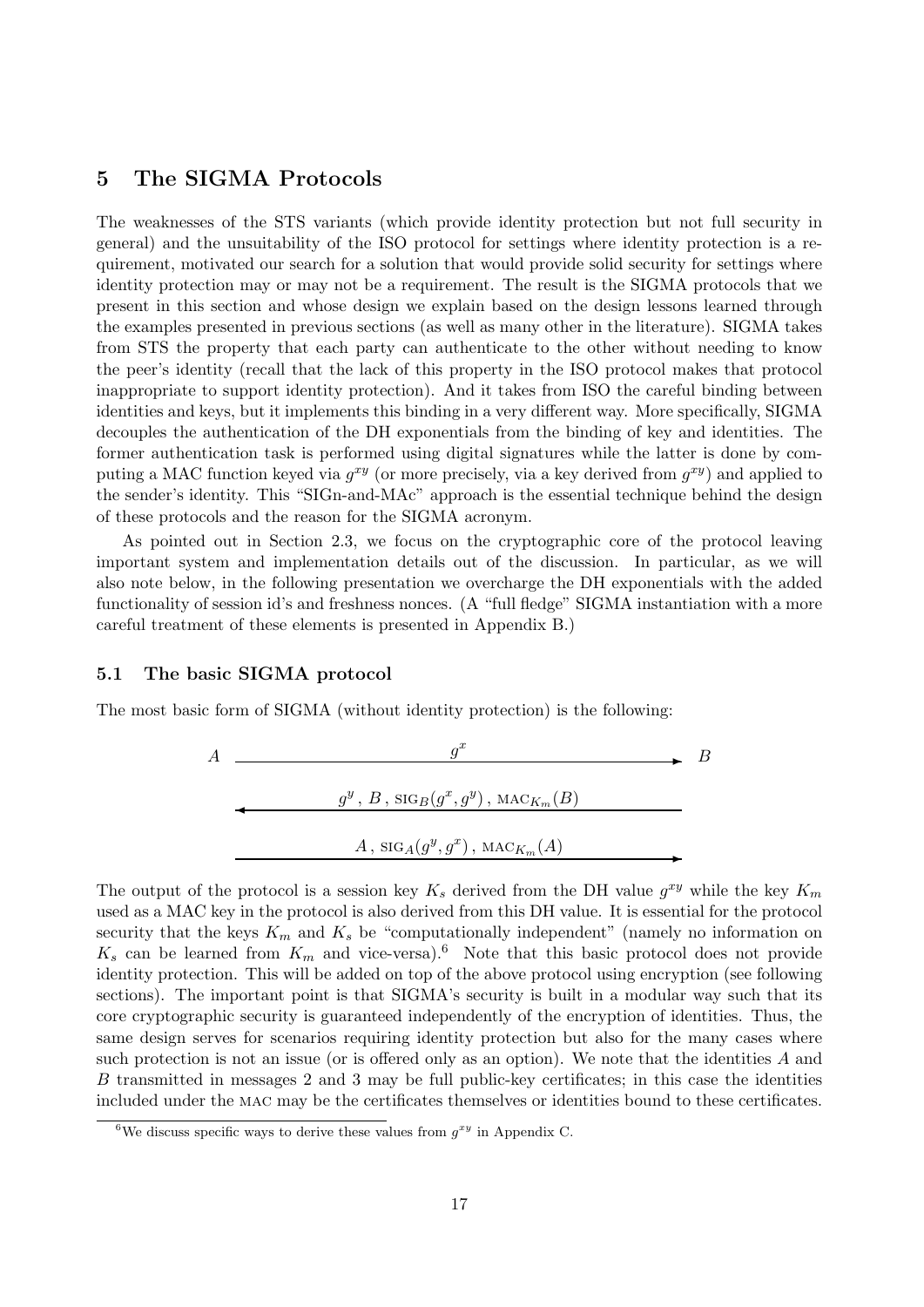## 5 The SIGMA Protocols

The weaknesses of the STS variants (which provide identity protection but not full security in general) and the unsuitability of the ISO protocol for settings where identity protection is a requirement, motivated our search for a solution that would provide solid security for settings where identity protection may or may not be a requirement. The result is the SIGMA protocols that we present in this section and whose design we explain based on the design lessons learned through the examples presented in previous sections (as well as many other in the literature). SIGMA takes from STS the property that each party can authenticate to the other without needing to know the peer's identity (recall that the lack of this property in the ISO protocol makes that protocol inappropriate to support identity protection). And it takes from ISO the careful binding between identities and keys, but it implements this binding in a very different way. More specifically, SIGMA decouples the authentication of the DH exponentials from the binding of key and identities. The former authentication task is performed using digital signatures while the latter is done by computing a MAC function keyed via $g^{xy}$ (or more precisely, via a key derived from $g^{xy}$) and applied to the sender's identity. This "SIGn-and-MAc" approach is the essential technique behind the design of these protocols and the reason for the SIGMA acronym.

As pointed out in Section 2.3, we focus on the cryptographic core of the protocol leaving important system and implementation details out of the discussion. In particular, as we will also note below, in the following presentation we overcharge the DH exponentials with the added functionality of session id's and freshness nonces. (A "full fledge" SIGMA instantiation with a more careful treatment of these elements is presented in Appendix B.)

### 5.1 The basic SIGMA protocol

The most basic form of SIGMA (without identity protection) is the following:

$$A \xrightarrow{\quad g^x \quad} B$$

$$\xleftarrow{\quad g^y\,,\ B\,,\ \text{SIG}_B(g^x, g^y)\,,\ \text{MAC}_{K_m}(B) \quad}$$

$$\xrightarrow{\quad A\,,\ \text{SIG}_A(g^y, g^x)\,,\ \text{MAC}_{K_m}(A) \quad}$$

The output of the protocol is a session key $K_s$ derived from the DH value $g^{xy}$ while the key $K_m$ used as a MAC key in the protocol is also derived from this DH value. It is essential for the protocol security that the keys $K_m$ and $K_s$ be "computationally independent" (namely no information on $K_s$ can be learned from $K_m$ and vice-versa).[6] Note that this basic protocol does not provide identity protection. This will be added on top of the above protocol using encryption (see following sections). The important point is that SIGMA's security is built in a modular way such that its core cryptographic security is guaranteed independently of the encryption of identities. Thus, the same design serves for scenarios requiring identity protection but also for the many cases where such protection is not an issue (or is offered only as an option). We note that the identities $A$ and $B$ transmitted in messages 2 and 3 may be full public-key certificates; in this case the identities included under the MAC may be the certificates themselves or identities bound to these certificates.

[6] We discuss specific ways to derive these values from $g^{xy}$ in Appendix C.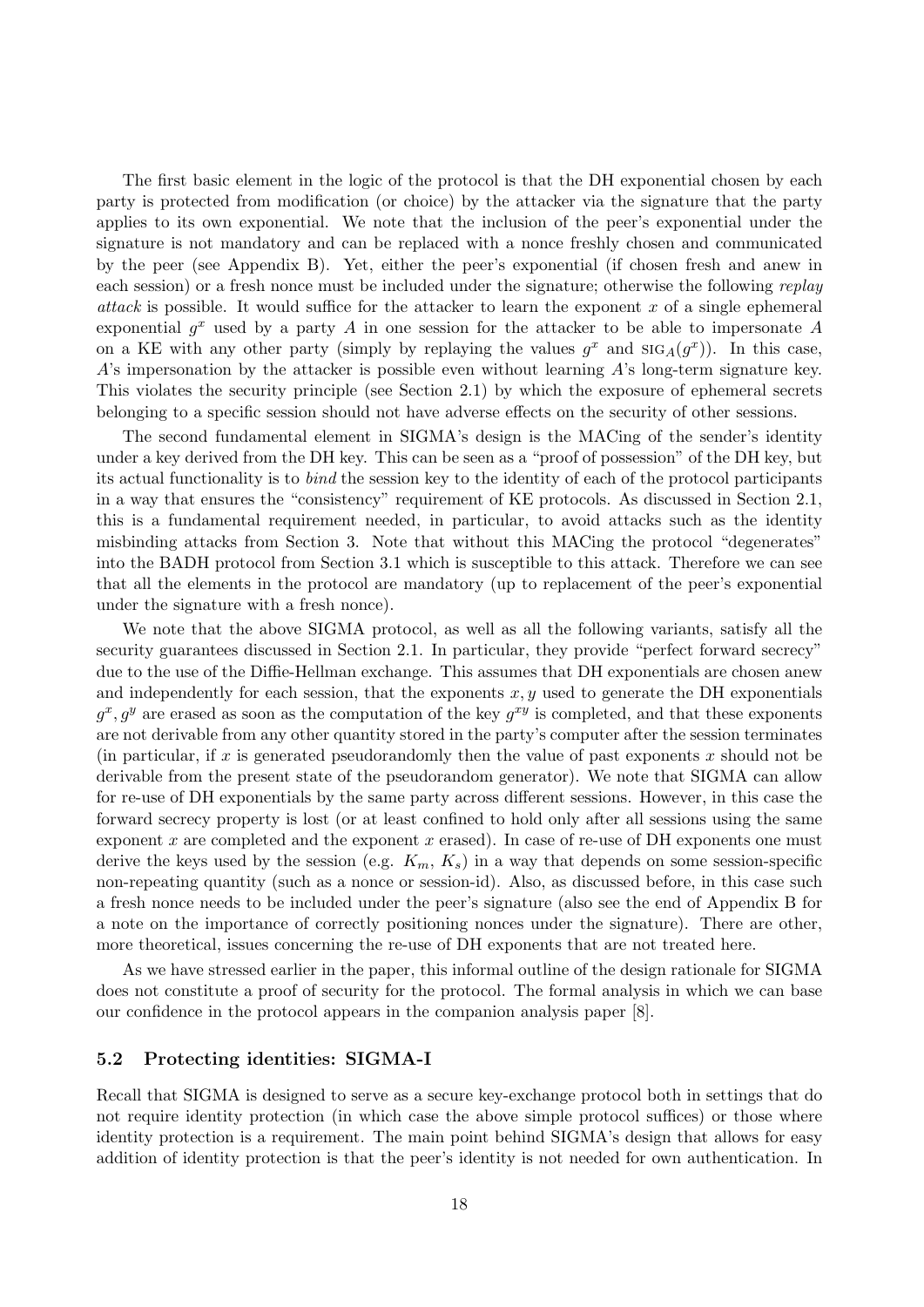The first basic element in the logic of the protocol is that the DH exponential chosen by each party is protected from modification (or choice) by the attacker via the signature that the party applies to its own exponential. We note that the inclusion of the peer's exponential under the signature is not mandatory and can be replaced with a nonce freshly chosen and communicated by the peer (see Appendix B). Yet, either the peer's exponential (if chosen fresh and anew in each session) or a fresh nonce must be included under the signature; otherwise the following *replay attack* is possible. It would suffice for the attacker to learn the exponent $x$ of a single ephemeral exponential $g^x$ used by a party $A$ in one session for the attacker to be able to impersonate $A$ on a KE with any other party (simply by replaying the values $g^x$ and $\text{SIG}_A(g^x)$). In this case, $A$'s impersonation by the attacker is possible even without learning $A$'s long-term signature key. This violates the security principle (see Section 2.1) by which the exposure of ephemeral secrets belonging to a specific session should not have adverse effects on the security of other sessions.

The second fundamental element in SIGMA's design is the MACing of the sender's identity under a key derived from the DH key. This can be seen as a "proof of possession" of the DH key, but its actual functionality is to *bind* the session key to the identity of each of the protocol participants in a way that ensures the "consistency" requirement of KE protocols. As discussed in Section 2.1, this is a fundamental requirement needed, in particular, to avoid attacks such as the identity misbinding attacks from Section 3. Note that without this MACing the protocol "degenerates" into the BADH protocol from Section 3.1 which is susceptible to this attack. Therefore we can see that all the elements in the protocol are mandatory (up to replacement of the peer's exponential under the signature with a fresh nonce).

We note that the above SIGMA protocol, as well as all the following variants, satisfy all the security guarantees discussed in Section 2.1. In particular, they provide "perfect forward secrecy" due to the use of the Diffie-Hellman exchange. This assumes that DH exponentials are chosen anew and independently for each session, that the exponents $x, y$ used to generate the DH exponentials $g^x, g^y$ are erased as soon as the computation of the key $g^{xy}$ is completed, and that these exponents are not derivable from any other quantity stored in the party's computer after the session terminates (in particular, if $x$ is generated pseudorandomly then the value of past exponents $x$ should not be derivable from the present state of the pseudorandom generator). We note that SIGMA can allow for re-use of DH exponentials by the same party across different sessions. However, in this case the forward secrecy property is lost (or at least confined to hold only after all sessions using the same exponent $x$ are completed and the exponent $x$ erased). In case of re-use of DH exponents one must derive the keys used by the session (e.g. $K_m$, $K_s$) in a way that depends on some session-specific non-repeating quantity (such as a nonce or session-id). Also, as discussed before, in this case such a fresh nonce needs to be included under the peer's signature (also see the end of Appendix B for a note on the importance of correctly positioning nonces under the signature). There are other, more theoretical, issues concerning the re-use of DH exponents that are not treated here.

As we have stressed earlier in the paper, this informal outline of the design rationale for SIGMA does not constitute a proof of security for the protocol. The formal analysis in which we can base our confidence in the protocol appears in the companion analysis paper [8].

### 5.2 Protecting identities: SIGMA-I

Recall that SIGMA is designed to serve as a secure key-exchange protocol both in settings that do not require identity protection (in which case the above simple protocol suffices) or those where identity protection is a requirement. The main point behind SIGMA's design that allows for easy addition of identity protection is that the peer's identity is not needed for own authentication. In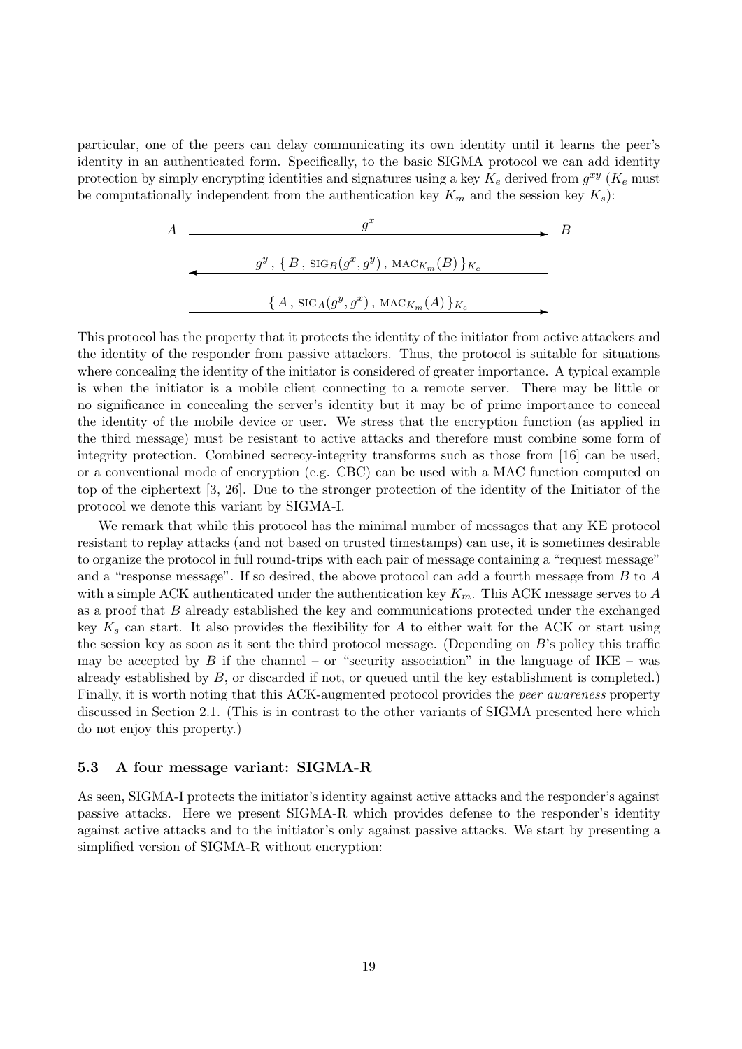particular, one of the peers can delay communicating its own identity until it learns the peer's identity in an authenticated form. Specifically, to the basic SIGMA protocol we can add identity protection by simply encrypting identities and signatures using a key $K_e$ derived from $g^{xy}$ ($K_e$ must be computationally independent from the authentication key $K_m$ and the session key $K_s$):

$$A \xrightarrow{\qquad\qquad g^x \qquad\qquad} B$$

$$\xleftarrow{\quad g^y \,,\, \{\, B \,,\, \text{SIG}_B(g^x, g^y) \,,\, \text{MAC}_{K_m}(B) \,\}_{K_e} \quad}$$

$$\xrightarrow{\quad \{\, A \,,\, \text{SIG}_A(g^y, g^x) \,,\, \text{MAC}_{K_m}(A) \,\}_{K_e} \quad}$$

This protocol has the property that it protects the identity of the initiator from active attackers and the identity of the responder from passive attackers. Thus, the protocol is suitable for situations where concealing the identity of the initiator is considered of greater importance. A typical example is when the initiator is a mobile client connecting to a remote server. There may be little or no significance in concealing the server's identity but it may be of prime importance to conceal the identity of the mobile device or user. We stress that the encryption function (as applied in the third message) must be resistant to active attacks and therefore must combine some form of integrity protection. Combined secrecy-integrity transforms such as those from [16] can be used, or a conventional mode of encryption (e.g. CBC) can be used with a MAC function computed on top of the ciphertext [3, 26]. Due to the stronger protection of the identity of the **I**nitiator of the protocol we denote this variant by SIGMA-I.

We remark that while this protocol has the minimal number of messages that any KE protocol resistant to replay attacks (and not based on trusted timestamps) can use, it is sometimes desirable to organize the protocol in full round-trips with each pair of message containing a "request message" and a "response message". If so desired, the above protocol can add a fourth message from $B$ to $A$ with a simple ACK authenticated under the authentication key $K_m$. This ACK message serves to $A$ as a proof that $B$ already established the key and communications protected under the exchanged key $K_s$ can start. It also provides the flexibility for $A$ to either wait for the ACK or start using the session key as soon as it sent the third protocol message. (Depending on $B$'s policy this traffic may be accepted by $B$ if the channel – or "security association" in the language of IKE – was already established by $B$, or discarded if not, or queued until the key establishment is completed.) Finally, it is worth noting that this ACK-augmented protocol provides the *peer awareness* property discussed in Section 2.1. (This is in contrast to the other variants of SIGMA presented here which do not enjoy this property.)

### 5.3 A four message variant: SIGMA-R

As seen, SIGMA-I protects the initiator's identity against active attacks and the responder's against passive attacks. Here we present SIGMA-R which provides defense to the responder's identity against active attacks and to the initiator's only against passive attacks. We start by presenting a simplified version of SIGMA-R without encryption: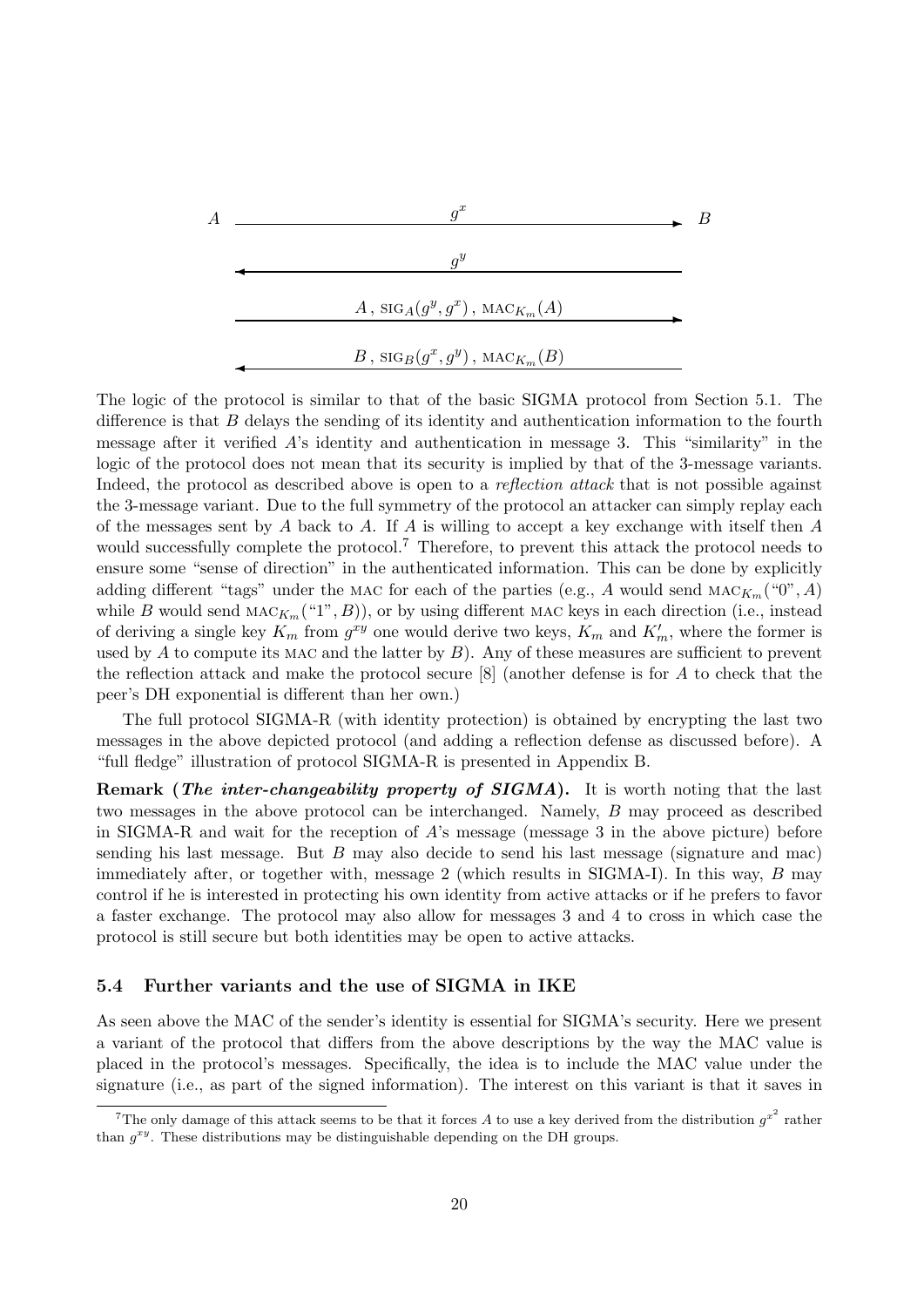$$A \xrightarrow{\quad g^x \quad} B$$

$$\xleftarrow{\quad g^y \quad}$$

$$\xrightarrow{\quad A\,,\ \mathrm{SIG}_A(g^y, g^x)\,,\ \mathrm{MAC}_{K_m}(A) \quad}$$

$$\xleftarrow{\quad B\,,\ \mathrm{SIG}_B(g^x, g^y)\,,\ \mathrm{MAC}_{K_m}(B) \quad}$$

The logic of the protocol is similar to that of the basic SIGMA protocol from Section 5.1. The difference is that $B$ delays the sending of its identity and authentication information to the fourth message after it verified $A$'s identity and authentication in message 3. This "similarity" in the logic of the protocol does not mean that its security is implied by that of the 3-message variants. Indeed, the protocol as described above is open to a *reflection attack* that is not possible against the 3-message variant. Due to the full symmetry of the protocol an attacker can simply replay each of the messages sent by $A$ back to $A$. If $A$ is willing to accept a key exchange with itself then $A$ would successfully complete the protocol.[7] Therefore, to prevent this attack the protocol needs to ensure some "sense of direction" in the authenticated information. This can be done by explicitly adding different "tags" under the MAC for each of the parties (e.g., $A$ would send $\mathrm{MAC}_{K_m}(\text{"0"}, A)$ while $B$ would send $\mathrm{MAC}_{K_m}(\text{"1"}, B)$), or by using different MAC keys in each direction (i.e., instead of deriving a single key $K_m$ from $g^{xy}$ one would derive two keys, $K_m$ and $K'_m$, where the former is used by $A$ to compute its MAC and the latter by $B$). Any of these measures are sufficient to prevent the reflection attack and make the protocol secure [8] (another defense is for $A$ to check that the peer's DH exponential is different than her own.)

The full protocol SIGMA-R (with identity protection) is obtained by encrypting the last two messages in the above depicted protocol (and adding a reflection defense as discussed before). A "full fledge" illustration of protocol SIGMA-R is presented in Appendix B.

**Remark (*The inter-changeability property of SIGMA*).** It is worth noting that the last two messages in the above protocol can be interchanged. Namely, $B$ may proceed as described in SIGMA-R and wait for the reception of $A$'s message (message 3 in the above picture) before sending his last message. But $B$ may also decide to send his last message (signature and mac) immediately after, or together with, message 2 (which results in SIGMA-I). In this way, $B$ may control if he is interested in protecting his own identity from active attacks or if he prefers to favor a faster exchange. The protocol may also allow for messages 3 and 4 to cross in which case the protocol is still secure but both identities may be open to active attacks.

### 5.4 Further variants and the use of SIGMA in IKE

As seen above the MAC of the sender's identity is essential for SIGMA's security. Here we present a variant of the protocol that differs from the above descriptions by the way the MAC value is placed in the protocol's messages. Specifically, the idea is to include the MAC value under the signature (i.e., as part of the signed information). The interest on this variant is that it saves in

---

[7] The only damage of this attack seems to be that it forces $A$ to use a key derived from the distribution $g^{x^2}$ rather than $g^{xy}$. These distributions may be distinguishable depending on the DH groups.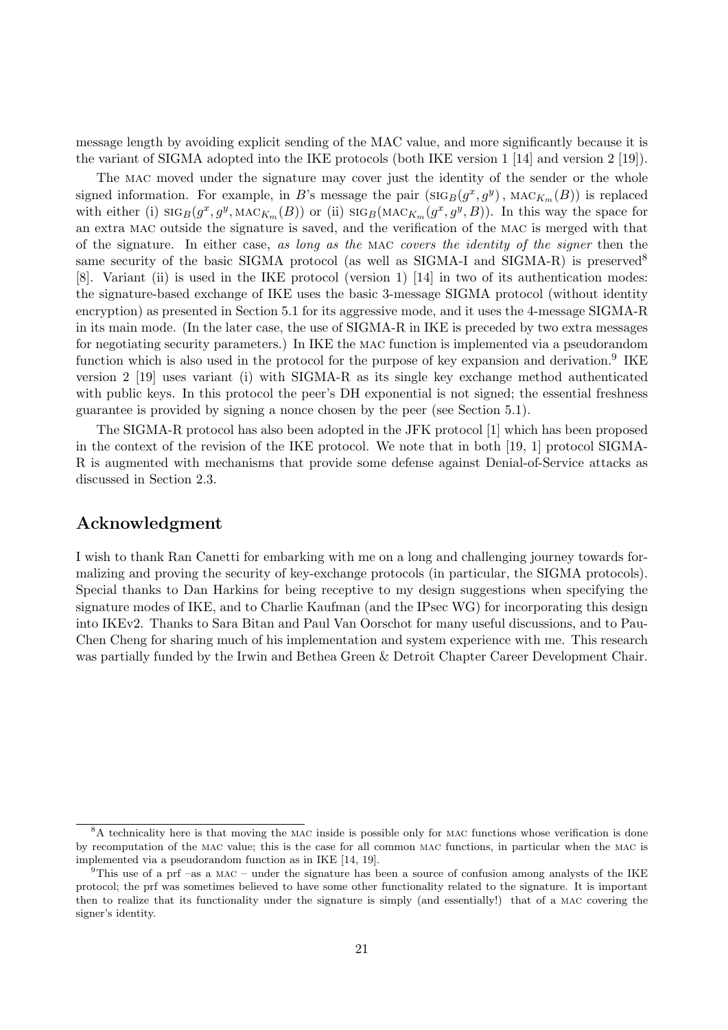message length by avoiding explicit sending of the MAC value, and more significantly because it is the variant of SIGMA adopted into the IKE protocols (both IKE version 1 [14] and version 2 [19]).

The MAC moved under the signature may cover just the identity of the sender or the whole signed information. For example, in $B$'s message the pair $(\text{SIG}_B(g^x, g^y), \text{MAC}_{K_m}(B))$ is replaced with either (i) $\text{SIG}_B(g^x, g^y, \text{MAC}_{K_m}(B))$ or (ii) $\text{SIG}_B(\text{MAC}_{K_m}(g^x, g^y, B))$. In this way the space for an extra MAC outside the signature is saved, and the verification of the MAC is merged with that of the signature. In either case, *as long as the* MAC *covers the identity of the signer* then the same security of the basic SIGMA protocol (as well as SIGMA-I and SIGMA-R) is preserved[8] [8]. Variant (ii) is used in the IKE protocol (version 1) [14] in two of its authentication modes: the signature-based exchange of IKE uses the basic 3-message SIGMA protocol (without identity encryption) as presented in Section 5.1 for its aggressive mode, and it uses the 4-message SIGMA-R in its main mode. (In the later case, the use of SIGMA-R in IKE is preceded by two extra messages for negotiating security parameters.) In IKE the MAC function is implemented via a pseudorandom function which is also used in the protocol for the purpose of key expansion and derivation.[9] IKE version 2 [19] uses variant (i) with SIGMA-R as its single key exchange method authenticated with public keys. In this protocol the peer's DH exponential is not signed; the essential freshness guarantee is provided by signing a nonce chosen by the peer (see Section 5.1).

The SIGMA-R protocol has also been adopted in the JFK protocol [1] which has been proposed in the context of the revision of the IKE protocol. We note that in both [19, 1] protocol SIGMA-R is augmented with mechanisms that provide some defense against Denial-of-Service attacks as discussed in Section 2.3.

## Acknowledgment

I wish to thank Ran Canetti for embarking with me on a long and challenging journey towards formalizing and proving the security of key-exchange protocols (in particular, the SIGMA protocols). Special thanks to Dan Harkins for being receptive to my design suggestions when specifying the signature modes of IKE, and to Charlie Kaufman (and the IPsec WG) for incorporating this design into IKEv2. Thanks to Sara Bitan and Paul Van Oorschot for many useful discussions, and to Pau-Chen Cheng for sharing much of his implementation and system experience with me. This research was partially funded by the Irwin and Bethea Green & Detroit Chapter Career Development Chair.

---

[8] A technicality here is that moving the MAC inside is possible only for MAC functions whose verification is done by recomputation of the MAC value; this is the case for all common MAC functions, in particular when the MAC is implemented via a pseudorandom function as in IKE [14, 19].

[9] This use of a prf –as a MAC – under the signature has been a source of confusion among analysts of the IKE protocol; the prf was sometimes believed to have some other functionality related to the signature. It is important then to realize that its functionality under the signature is simply (and essentially!) that of a MAC covering the signer's identity.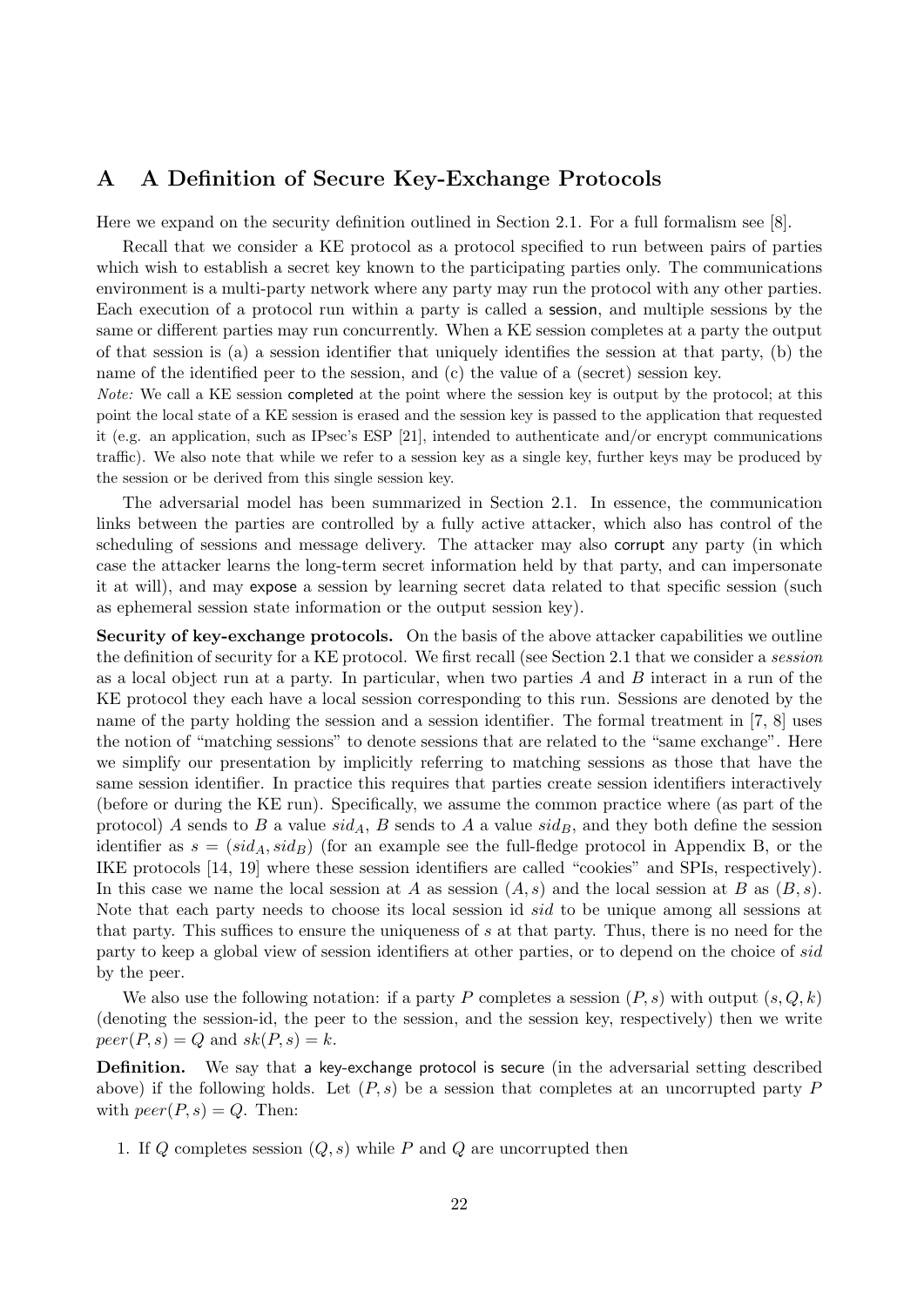## A A Definition of Secure Key-Exchange Protocols

Here we expand on the security definition outlined in Section 2.1. For a full formalism see [8].

Recall that we consider a KE protocol as a protocol specified to run between pairs of parties which wish to establish a secret key known to the participating parties only. The communications environment is a multi-party network where any party may run the protocol with any other parties. Each execution of a protocol run within a party is called a session, and multiple sessions by the same or different parties may run concurrently. When a KE session completes at a party the output of that session is (a) a session identifier that uniquely identifies the session at that party, (b) the name of the identified peer to the session, and (c) the value of a (secret) session key.

*Note:* We call a KE session completed at the point where the session key is output by the protocol; at this point the local state of a KE session is erased and the session key is passed to the application that requested it (e.g. an application, such as IPsec's ESP [21], intended to authenticate and/or encrypt communications traffic). We also note that while we refer to a session key as a single key, further keys may be produced by the session or be derived from this single session key.

The adversarial model has been summarized in Section 2.1. In essence, the communication links between the parties are controlled by a fully active attacker, which also has control of the scheduling of sessions and message delivery. The attacker may also corrupt any party (in which case the attacker learns the long-term secret information held by that party, and can impersonate it at will), and may expose a session by learning secret data related to that specific session (such as ephemeral session state information or the output session key).

**Security of key-exchange protocols.** On the basis of the above attacker capabilities we outline the definition of security for a KE protocol. We first recall (see Section 2.1 that we consider a *session* as a local object run at a party. In particular, when two parties $A$ and $B$ interact in a run of the KE protocol they each have a local session corresponding to this run. Sessions are denoted by the name of the party holding the session and a session identifier. The formal treatment in [7, 8] uses the notion of "matching sessions" to denote sessions that are related to the "same exchange". Here we simplify our presentation by implicitly referring to matching sessions as those that have the same session identifier. In practice this requires that parties create session identifiers interactively (before or during the KE run). Specifically, we assume the common practice where (as part of the protocol) $A$ sends to $B$ a value $sid_A$, $B$ sends to $A$ a value $sid_B$, and they both define the session identifier as $s = (sid_A, sid_B)$ (for an example see the full-fledge protocol in Appendix B, or the IKE protocols [14, 19] where these session identifiers are called "cookies" and SPIs, respectively). In this case we name the local session at $A$ as session $(A, s)$ and the local session at $B$ as $(B, s)$. Note that each party needs to choose its local session id $sid$ to be unique among all sessions at that party. This suffices to ensure the uniqueness of $s$ at that party. Thus, there is no need for the party to keep a global view of session identifiers at other parties, or to depend on the choice of $sid$ by the peer.

We also use the following notation: if a party $P$ completes a session $(P, s)$ with output $(s, Q, k)$ (denoting the session-id, the peer to the session, and the session key, respectively) then we write $peer(P, s) = Q$ and $sk(P, s) = k$.

**Definition.** We say that a key-exchange protocol is secure (in the adversarial setting described above) if the following holds. Let $(P, s)$ be a session that completes at an uncorrupted party $P$ with $peer(P, s) = Q$. Then:

1. If $Q$ completes session $(Q, s)$ while $P$ and $Q$ are uncorrupted then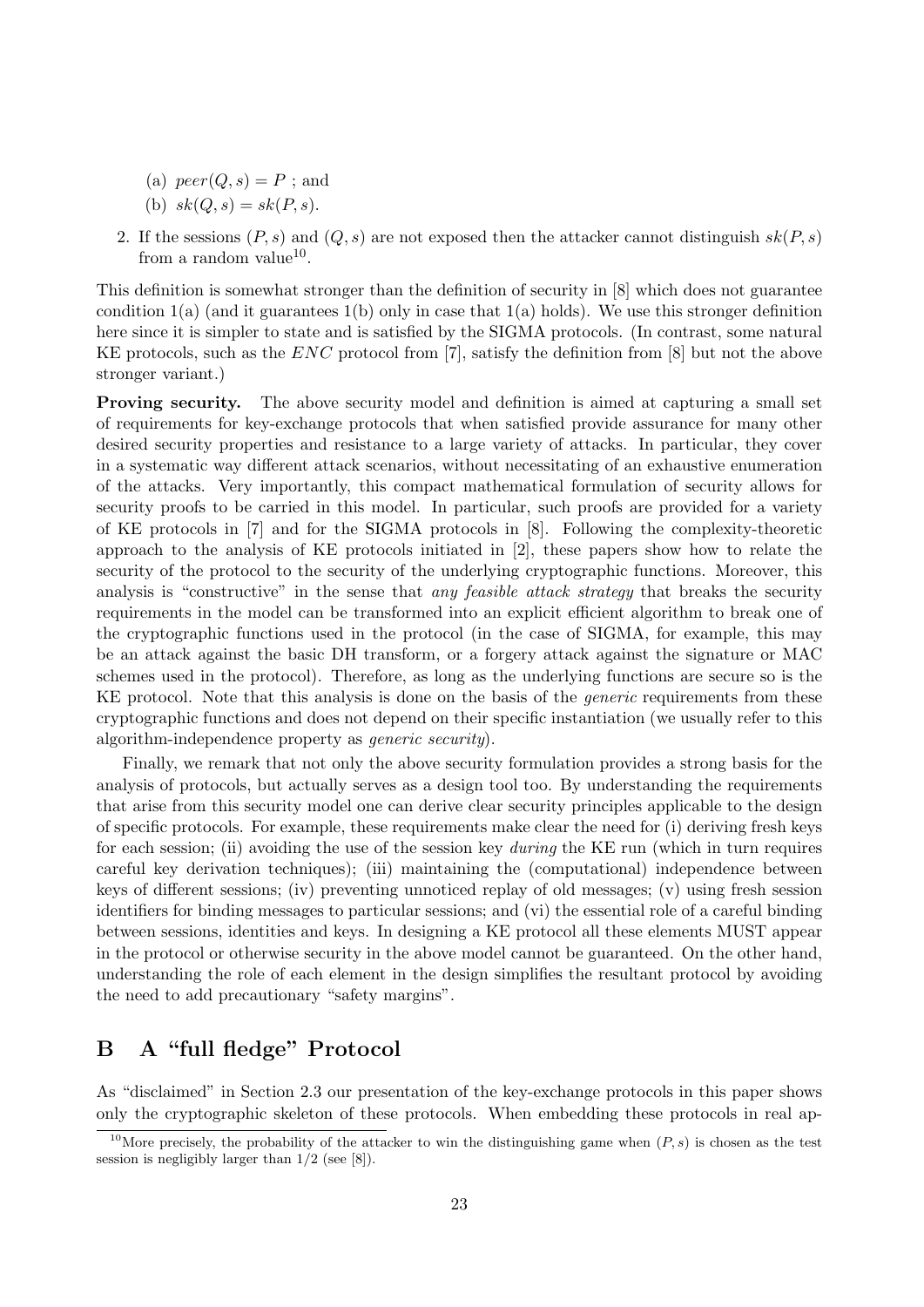(a) $peer(Q, s) = P$ ; and

   (b) $sk(Q, s) = sk(P, s)$.

2. If the sessions $(P, s)$ and $(Q, s)$ are not exposed then the attacker cannot distinguish $sk(P, s)$ from a random value[10].

This definition is somewhat stronger than the definition of security in [8] which does not guarantee condition 1(a) (and it guarantees 1(b) only in case that 1(a) holds). We use this stronger definition here since it is simpler to state and is satisfied by the SIGMA protocols. (In contrast, some natural KE protocols, such as the *ENC* protocol from [7], satisfy the definition from [8] but not the above stronger variant.)

**Proving security.** The above security model and definition is aimed at capturing a small set of requirements for key-exchange protocols that when satisfied provide assurance for many other desired security properties and resistance to a large variety of attacks. In particular, they cover in a systematic way different attack scenarios, without necessitating of an exhaustive enumeration of the attacks. Very importantly, this compact mathematical formulation of security allows for security proofs to be carried in this model. In particular, such proofs are provided for a variety of KE protocols in [7] and for the SIGMA protocols in [8]. Following the complexity-theoretic approach to the analysis of KE protocols initiated in [2], these papers show how to relate the security of the protocol to the security of the underlying cryptographic functions. Moreover, this analysis is "constructive" in the sense that *any feasible attack strategy* that breaks the security requirements in the model can be transformed into an explicit efficient algorithm to break one of the cryptographic functions used in the protocol (in the case of SIGMA, for example, this may be an attack against the basic DH transform, or a forgery attack against the signature or MAC schemes used in the protocol). Therefore, as long as the underlying functions are secure so is the KE protocol. Note that this analysis is done on the basis of the *generic* requirements from these cryptographic functions and does not depend on their specific instantiation (we usually refer to this algorithm-independence property as *generic security*).

Finally, we remark that not only the above security formulation provides a strong basis for the analysis of protocols, but actually serves as a design tool too. By understanding the requirements that arise from this security model one can derive clear security principles applicable to the design of specific protocols. For example, these requirements make clear the need for (i) deriving fresh keys for each session; (ii) avoiding the use of the session key *during* the KE run (which in turn requires careful key derivation techniques); (iii) maintaining the (computational) independence between keys of different sessions; (iv) preventing unnoticed replay of old messages; (v) using fresh session identifiers for binding messages to particular sessions; and (vi) the essential role of a careful binding between sessions, identities and keys. In designing a KE protocol all these elements MUST appear in the protocol or otherwise security in the above model cannot be guaranteed. On the other hand, understanding the role of each element in the design simplifies the resultant protocol by avoiding the need to add precautionary "safety margins".

# B A "full fledge" Protocol

As "disclaimed" in Section 2.3 our presentation of the key-exchange protocols in this paper shows only the cryptographic skeleton of these protocols. When embedding these protocols in real ap-

[10] More precisely, the probability of the attacker to win the distinguishing game when $(P, s)$ is chosen as the test session is negligibly larger than $1/2$ (see [8]).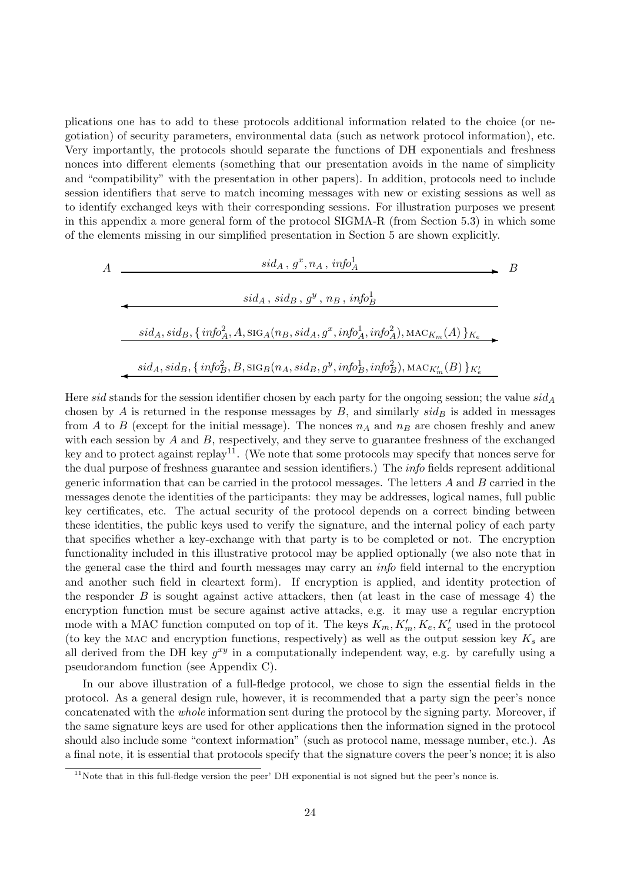plications one has to add to these protocols additional information related to the choice (or negotiation) of security parameters, environmental data (such as network protocol information), etc. Very importantly, the protocols should separate the functions of DH exponentials and freshness nonces into different elements (something that our presentation avoids in the name of simplicity and "compatibility" with the presentation in other papers). In addition, protocols need to include session identifiers that serve to match incoming messages with new or existing sessions as well as to identify exchanged keys with their corresponding sessions. For illustration purposes we present in this appendix a more general form of the protocol SIGMA-R (from Section 5.3) in which some of the elements missing in our simplified presentation in Section 5 are shown explicitly.

$$A \xrightarrow{\quad sid_A\,,\ g^x, n_A\,,\ info^1_A \quad} B$$

$$\xleftarrow{\quad sid_A\,,\ sid_B\,,\ g^y\,,\ n_B\,,\ info^1_B \quad}$$

$$\xrightarrow{\quad sid_A, sid_B, \{\, info^2_A, A, \text{SIG}_A(n_B, sid_A, g^x, info^1_A, info^2_A), \text{MAC}_{K_m}(A)\,\}_{K_e} \quad}$$

$$\xleftarrow{\quad sid_A, sid_B, \{\, info^2_B, B, \text{SIG}_B(n_A, sid_B, g^y, info^1_B, info^2_B), \text{MAC}_{K'_m}(B)\,\}_{K'_e} \quad}$$

Here *sid* stands for the session identifier chosen by each party for the ongoing session; the value $sid_A$ chosen by $A$ is returned in the response messages by $B$, and similarly $sid_B$ is added in messages from $A$ to $B$ (except for the initial message). The nonces $n_A$ and $n_B$ are chosen freshly and anew with each session by $A$ and $B$, respectively, and they serve to guarantee freshness of the exchanged key and to protect against replay[11]. (We note that some protocols may specify that nonces serve for the dual purpose of freshness guarantee and session identifiers.) The *info* fields represent additional generic information that can be carried in the protocol messages. The letters $A$ and $B$ carried in the messages denote the identities of the participants: they may be addresses, logical names, full public key certificates, etc. The actual security of the protocol depends on a correct binding between these identities, the public keys used to verify the signature, and the internal policy of each party that specifies whether a key-exchange with that party is to be completed or not. The encryption functionality included in this illustrative protocol may be applied optionally (we also note that in the general case the third and fourth messages may carry an *info* field internal to the encryption and another such field in cleartext form). If encryption is applied, and identity protection of the responder $B$ is sought against active attackers, then (at least in the case of message 4) the encryption function must be secure against active attacks, e.g. it may use a regular encryption mode with a MAC function computed on top of it. The keys $K_m, K'_m, K_e, K'_e$ used in the protocol (to key the MAC and encryption functions, respectively) as well as the output session key $K_s$ are all derived from the DH key $g^{xy}$ in a computationally independent way, e.g. by carefully using a pseudorandom function (see Appendix C).

In our above illustration of a full-fledge protocol, we chose to sign the essential fields in the protocol. As a general design rule, however, it is recommended that a party sign the peer's nonce concatenated with the *whole* information sent during the protocol by the signing party. Moreover, if the same signature keys are used for other applications then the information signed in the protocol should also include some "context information" (such as protocol name, message number, etc.). As a final note, it is essential that protocols specify that the signature covers the peer's nonce; it is also

[11] Note that in this full-fledge version the peer' DH exponential is not signed but the peer's nonce is.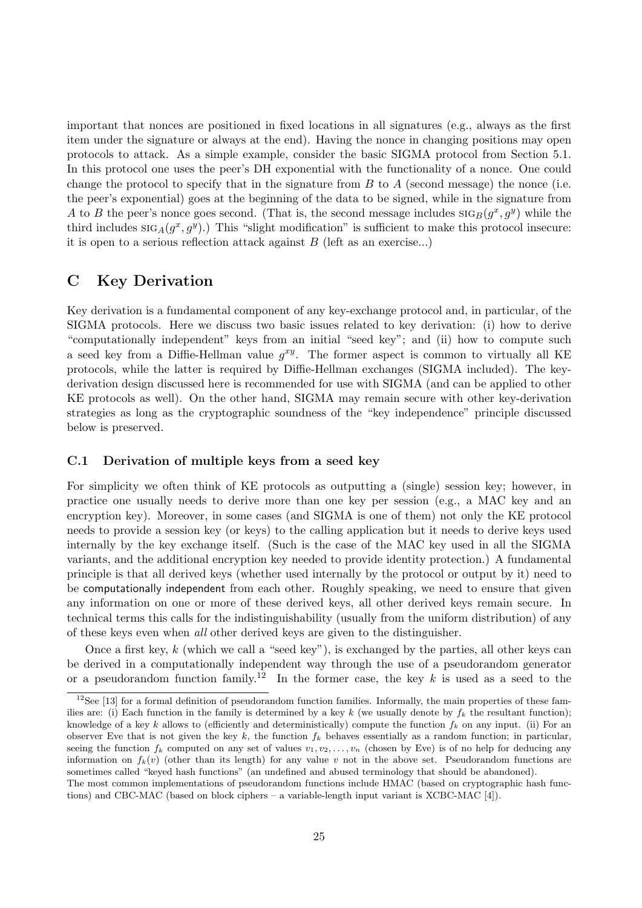important that nonces are positioned in fixed locations in all signatures (e.g., always as the first item under the signature or always at the end). Having the nonce in changing positions may open protocols to attack. As a simple example, consider the basic SIGMA protocol from Section 5.1. In this protocol one uses the peer's DH exponential with the functionality of a nonce. One could change the protocol to specify that in the signature from $B$ to $A$ (second message) the nonce (i.e. the peer's exponential) goes at the beginning of the data to be signed, while in the signature from $A$ to $B$ the peer's nonce goes second. (That is, the second message includes $\text{SIG}_B(g^x, g^y)$ while the third includes $\text{SIG}_A(g^x, g^y)$.) This "slight modification" is sufficient to make this protocol insecure: it is open to a serious reflection attack against $B$ (left as an exercise...)

# C Key Derivation

Key derivation is a fundamental component of any key-exchange protocol and, in particular, of the SIGMA protocols. Here we discuss two basic issues related to key derivation: (i) how to derive "computationally independent" keys from an initial "seed key"; and (ii) how to compute such a seed key from a Diffie-Hellman value $g^{xy}$. The former aspect is common to virtually all KE protocols, while the latter is required by Diffie-Hellman exchanges (SIGMA included). The key-derivation design discussed here is recommended for use with SIGMA (and can be applied to other KE protocols as well). On the other hand, SIGMA may remain secure with other key-derivation strategies as long as the cryptographic soundness of the "key independence" principle discussed below is preserved.

## C.1 Derivation of multiple keys from a seed key

For simplicity we often think of KE protocols as outputting a (single) session key; however, in practice one usually needs to derive more than one key per session (e.g., a MAC key and an encryption key). Moreover, in some cases (and SIGMA is one of them) not only the KE protocol needs to provide a session key (or keys) to the calling application but it needs to derive keys used internally by the key exchange itself. (Such is the case of the MAC key used in all the SIGMA variants, and the additional encryption key needed to provide identity protection.) A fundamental principle is that all derived keys (whether used internally by the protocol or output by it) need to be computationally independent from each other. Roughly speaking, we need to ensure that given any information on one or more of these derived keys, all other derived keys remain secure. In technical terms this calls for the indistinguishability (usually from the uniform distribution) of any of these keys even when *all* other derived keys are given to the distinguisher.

Once a first key, $k$ (which we call a "seed key"), is exchanged by the parties, all other keys can be derived in a computationally independent way through the use of a pseudorandom generator or a pseudorandom function family.[12] In the former case, the key $k$ is used as a seed to the

[12] See [13] for a formal definition of pseudorandom function families. Informally, the main properties of these families are: (i) Each function in the family is determined by a key $k$ (we usually denote by $f_k$ the resultant function); knowledge of a key $k$ allows to (efficiently and deterministically) compute the function $f_k$ on any input. (ii) For an observer Eve that is not given the key $k$, the function $f_k$ behaves essentially as a random function; in particular, seeing the function $f_k$ computed on any set of values $v_1, v_2, \ldots, v_n$ (chosen by Eve) is of no help for deducing any information on $f_k(v)$ (other than its length) for any value $v$ not in the above set. Pseudorandom functions are sometimes called "keyed hash functions" (an undefined and abused terminology that should be abandoned).
The most common implementations of pseudorandom functions include HMAC (based on cryptographic hash functions) and CBC-MAC (based on block ciphers – a variable-length input variant is XCBC-MAC [4]).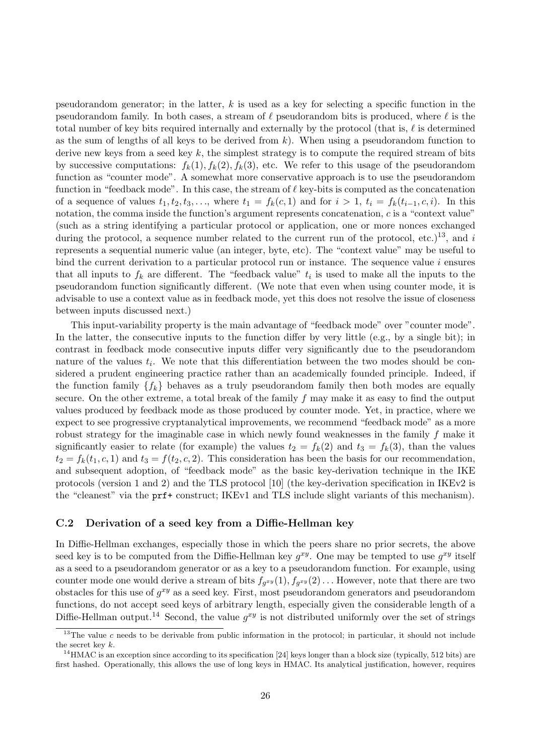pseudorandom generator; in the latter, $k$ is used as a key for selecting a specific function in the pseudorandom family. In both cases, a stream of $\ell$ pseudorandom bits is produced, where $\ell$ is the total number of key bits required internally and externally by the protocol (that is, $\ell$ is determined as the sum of lengths of all keys to be derived from $k$). When using a pseudorandom function to derive new keys from a seed key $k$, the simplest strategy is to compute the required stream of bits by successive computations: $f_k(1), f_k(2), f_k(3)$, etc. We refer to this usage of the pseudorandom function as "counter mode". A somewhat more conservative approach is to use the pseudorandom function in "feedback mode". In this case, the stream of $\ell$ key-bits is computed as the concatenation of a sequence of values $t_1, t_2, t_3, \ldots$, where $t_1 = f_k(c, 1)$ and for $i > 1$, $t_i = f_k(t_{i-1}, c, i)$. In this notation, the comma inside the function's argument represents concatenation, $c$ is a "context value" (such as a string identifying a particular protocol or application, one or more nonces exchanged during the protocol, a sequence number related to the current run of the protocol, etc.)[13], and $i$ represents a sequential numeric value (an integer, byte, etc). The "context value" may be useful to bind the current derivation to a particular protocol run or instance. The sequence value $i$ ensures that all inputs to $f_k$ are different. The "feedback value" $t_i$ is used to make all the inputs to the pseudorandom function significantly different. (We note that even when using counter mode, it is advisable to use a context value as in feedback mode, yet this does not resolve the issue of closeness between inputs discussed next.)

This input-variability property is the main advantage of "feedback mode" over "counter mode". In the latter, the consecutive inputs to the function differ by very little (e.g., by a single bit); in contrast in feedback mode consecutive inputs differ very significantly due to the pseudorandom nature of the values $t_i$. We note that this differentiation between the two modes should be considered a prudent engineering practice rather than an academically founded principle. Indeed, if the function family $\{f_k\}$ behaves as a truly pseudorandom family then both modes are equally secure. On the other extreme, a total break of the family $f$ may make it as easy to find the output values produced by feedback mode as those produced by counter mode. Yet, in practice, where we expect to see progressive cryptanalytical improvements, we recommend "feedback mode" as a more robust strategy for the imaginable case in which newly found weaknesses in the family $f$ make it significantly easier to relate (for example) the values $t_2 = f_k(2)$ and $t_3 = f_k(3)$, than the values $t_2 = f_k(t_1, c, 1)$ and $t_3 = f(t_2, c, 2)$. This consideration has been the basis for our recommendation, and subsequent adoption, of "feedback mode" as the basic key-derivation technique in the IKE protocols (version 1 and 2) and the TLS protocol [10] (the key-derivation specification in IKEv2 is the "cleanest" via the `prf+` construct; IKEv1 and TLS include slight variants of this mechanism).

### C.2 Derivation of a seed key from a Diffie-Hellman key

In Diffie-Hellman exchanges, especially those in which the peers share no prior secrets, the above seed key is to be computed from the Diffie-Hellman key $g^{xy}$. One may be tempted to use $g^{xy}$ itself as a seed to a pseudorandom generator or as a key to a pseudorandom function. For example, using counter mode one would derive a stream of bits $f_{g^{xy}}(1), f_{g^{xy}}(2) \ldots$ However, note that there are two obstacles for this use of $g^{xy}$ as a seed key. First, most pseudorandom generators and pseudorandom functions, do not accept seed keys of arbitrary length, especially given the considerable length of a Diffie-Hellman output.[14] Second, the value $g^{xy}$ is not distributed uniformly over the set of strings

[13] The value $c$ needs to be derivable from public information in the protocol; in particular, it should not include the secret key $k$.

[14] HMAC is an exception since according to its specification [24] keys longer than a block size (typically, 512 bits) are first hashed. Operationally, this allows the use of long keys in HMAC. Its analytical justification, however, requires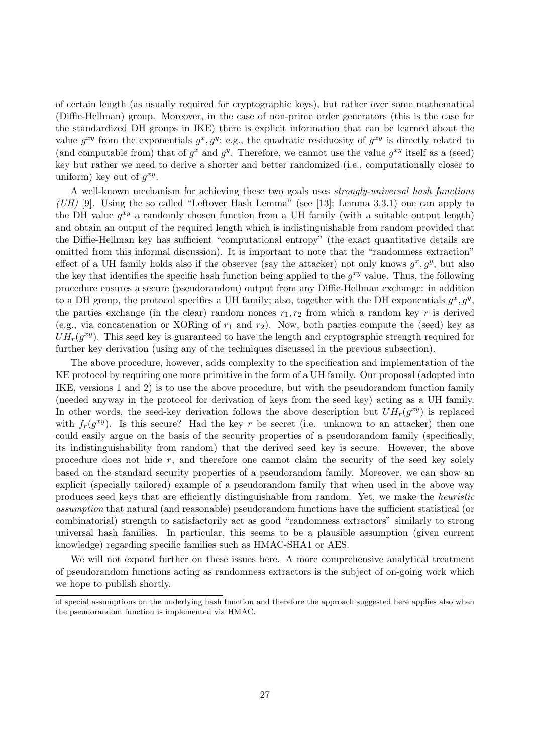of certain length (as usually required for cryptographic keys), but rather over some mathematical (Diffie-Hellman) group. Moreover, in the case of non-prime order generators (this is the case for the standardized DH groups in IKE) there is explicit information that can be learned about the value $g^{xy}$ from the exponentials $g^x, g^y$; e.g., the quadratic residuosity of $g^{xy}$ is directly related to (and computable from) that of $g^x$ and $g^y$. Therefore, we cannot use the value $g^{xy}$ itself as a (seed) key but rather we need to derive a shorter and better randomized (i.e., computationally closer to uniform) key out of $g^{xy}$.

A well-known mechanism for achieving these two goals uses *strongly-universal hash functions (UH)* [9]. Using the so called "Leftover Hash Lemma" (see [13]; Lemma 3.3.1) one can apply to the DH value $g^{xy}$ a randomly chosen function from a UH family (with a suitable output length) and obtain an output of the required length which is indistinguishable from random provided that the Diffie-Hellman key has sufficient "computational entropy" (the exact quantitative details are omitted from this informal discussion). It is important to note that the "randomness extraction" effect of a UH family holds also if the observer (say the attacker) not only knows $g^x, g^y$, but also the key that identifies the specific hash function being applied to the $g^{xy}$ value. Thus, the following procedure ensures a secure (pseudorandom) output from any Diffie-Hellman exchange: in addition to a DH group, the protocol specifies a UH family; also, together with the DH exponentials $g^x, g^y$, the parties exchange (in the clear) random nonces $r_1, r_2$ from which a random key $r$ is derived (e.g., via concatenation or XORing of $r_1$ and $r_2$). Now, both parties compute the (seed) key as $UH_r(g^{xy})$. This seed key is guaranteed to have the length and cryptographic strength required for further key derivation (using any of the techniques discussed in the previous subsection).

The above procedure, however, adds complexity to the specification and implementation of the KE protocol by requiring one more primitive in the form of a UH family. Our proposal (adopted into IKE, versions 1 and 2) is to use the above procedure, but with the pseudorandom function family (needed anyway in the protocol for derivation of keys from the seed key) acting as a UH family. In other words, the seed-key derivation follows the above description but $UH_r(g^{xy})$ is replaced with $f_r(g^{xy})$. Is this secure? Had the key $r$ be secret (i.e. unknown to an attacker) then one could easily argue on the basis of the security properties of a pseudorandom family (specifically, its indistinguishability from random) that the derived seed key is secure. However, the above procedure does not hide $r$, and therefore one cannot claim the security of the seed key solely based on the standard security properties of a pseudorandom family. Moreover, we can show an explicit (specially tailored) example of a pseudorandom family that when used in the above way produces seed keys that are efficiently distinguishable from random. Yet, we make the *heuristic assumption* that natural (and reasonable) pseudorandom functions have the sufficient statistical (or combinatorial) strength to satisfactorily act as good "randomness extractors" similarly to strong universal hash families. In particular, this seems to be a plausible assumption (given current knowledge) regarding specific families such as HMAC-SHA1 or AES.

We will not expand further on these issues here. A more comprehensive analytical treatment of pseudorandom functions acting as randomness extractors is the subject of on-going work which we hope to publish shortly.

---

of special assumptions on the underlying hash function and therefore the approach suggested here applies also when the pseudorandom function is implemented via HMAC.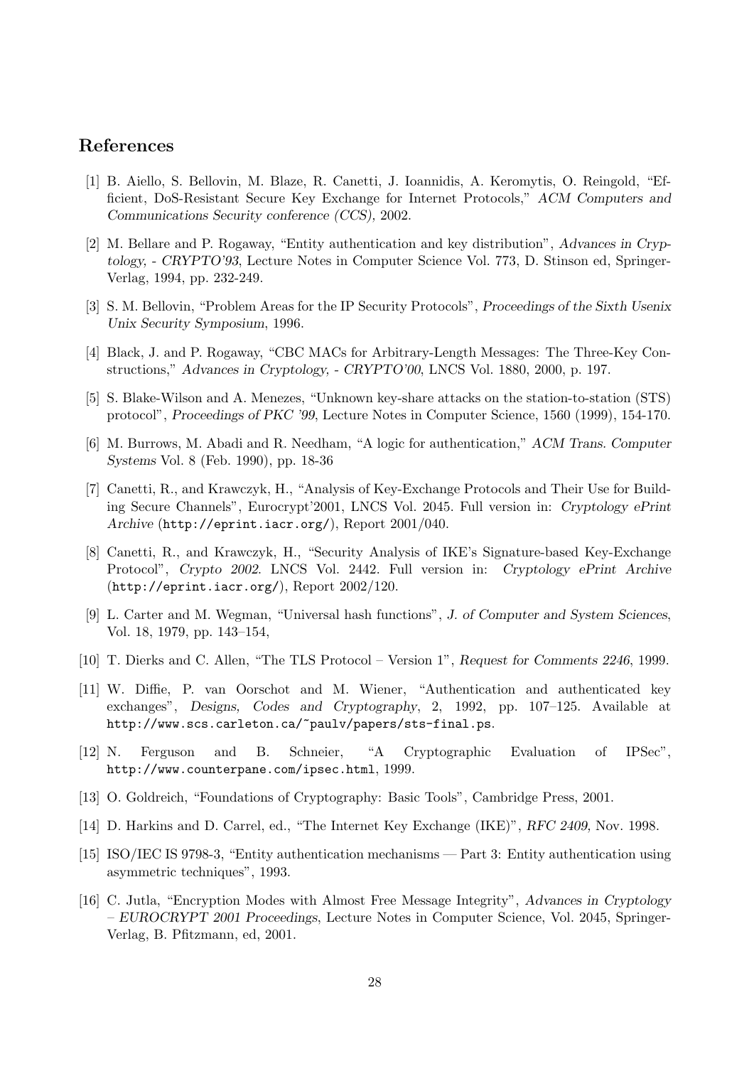## References

[1] B. Aiello, S. Bellovin, M. Blaze, R. Canetti, J. Ioannidis, A. Keromytis, O. Reingold, "Efficient, DoS-Resistant Secure Key Exchange for Internet Protocols," *ACM Computers and Communications Security conference (CCS)*, 2002.

[2] M. Bellare and P. Rogaway, "Entity authentication and key distribution", *Advances in Cryptology, - CRYPTO'93*, Lecture Notes in Computer Science Vol. 773, D. Stinson ed, Springer-Verlag, 1994, pp. 232-249.

[3] S. M. Bellovin, "Problem Areas for the IP Security Protocols", *Proceedings of the Sixth Usenix Unix Security Symposium*, 1996.

[4] Black, J. and P. Rogaway, "CBC MACs for Arbitrary-Length Messages: The Three-Key Constructions," *Advances in Cryptology, - CRYPTO'00*, LNCS Vol. 1880, 2000, p. 197.

[5] S. Blake-Wilson and A. Menezes, "Unknown key-share attacks on the station-to-station (STS) protocol", *Proceedings of PKC '99*, Lecture Notes in Computer Science, 1560 (1999), 154-170.

[6] M. Burrows, M. Abadi and R. Needham, "A logic for authentication," *ACM Trans. Computer Systems* Vol. 8 (Feb. 1990), pp. 18-36

[7] Canetti, R., and Krawczyk, H., "Analysis of Key-Exchange Protocols and Their Use for Building Secure Channels", Eurocrypt'2001, LNCS Vol. 2045. Full version in: *Cryptology ePrint Archive* (`http://eprint.iacr.org/`), Report 2001/040.

[8] Canetti, R., and Krawczyk, H., "Security Analysis of IKE's Signature-based Key-Exchange Protocol", *Crypto 2002*. LNCS Vol. 2442. Full version in: *Cryptology ePrint Archive* (`http://eprint.iacr.org/`), Report 2002/120.

[9] L. Carter and M. Wegman, "Universal hash functions", *J. of Computer and System Sciences*, Vol. 18, 1979, pp. 143–154,

[10] T. Dierks and C. Allen, "The TLS Protocol – Version 1", *Request for Comments 2246*, 1999.

[11] W. Diffie, P. van Oorschot and M. Wiener, "Authentication and authenticated key exchanges", *Designs, Codes and Cryptography*, 2, 1992, pp. 107–125. Available at `http://www.scs.carleton.ca/~paulv/papers/sts-final.ps`.

[12] N. Ferguson and B. Schneier, "A Cryptographic Evaluation of IPSec", `http://www.counterpane.com/ipsec.html`, 1999.

[13] O. Goldreich, "Foundations of Cryptography: Basic Tools", Cambridge Press, 2001.

[14] D. Harkins and D. Carrel, ed., "The Internet Key Exchange (IKE)", *RFC 2409,* Nov. 1998.

[15] ISO/IEC IS 9798-3, "Entity authentication mechanisms — Part 3: Entity authentication using asymmetric techniques", 1993.

[16] C. Jutla, "Encryption Modes with Almost Free Message Integrity", *Advances in Cryptology – EUROCRYPT 2001 Proceedings*, Lecture Notes in Computer Science, Vol. 2045, Springer-Verlag, B. Pfitzmann, ed, 2001.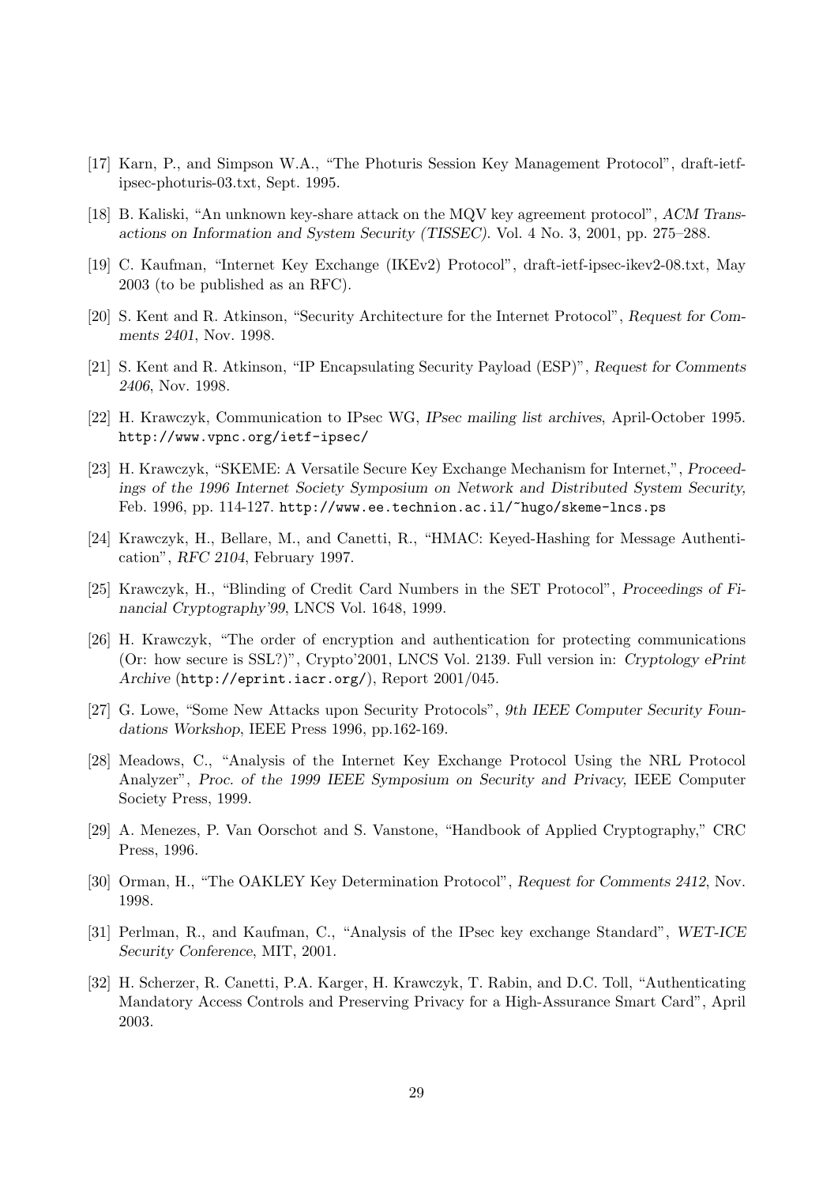[17] Karn, P., and Simpson W.A., "The Photuris Session Key Management Protocol", draft-ietf-ipsec-photuris-03.txt, Sept. 1995.

[18] B. Kaliski, "An unknown key-share attack on the MQV key agreement protocol", *ACM Transactions on Information and System Security (TISSEC)*. Vol. 4 No. 3, 2001, pp. 275–288.

[19] C. Kaufman, "Internet Key Exchange (IKEv2) Protocol", draft-ietf-ipsec-ikev2-08.txt, May 2003 (to be published as an RFC).

[20] S. Kent and R. Atkinson, "Security Architecture for the Internet Protocol", *Request for Comments 2401*, Nov. 1998.

[21] S. Kent and R. Atkinson, "IP Encapsulating Security Payload (ESP)", *Request for Comments 2406*, Nov. 1998.

[22] H. Krawczyk, Communication to IPsec WG, *IPsec mailing list archives*, April-October 1995. `http://www.vpnc.org/ietf-ipsec/`

[23] H. Krawczyk, "SKEME: A Versatile Secure Key Exchange Mechanism for Internet,", *Proceedings of the 1996 Internet Society Symposium on Network and Distributed System Security*, Feb. 1996, pp. 114-127. `http://www.ee.technion.ac.il/~hugo/skeme-lncs.ps`

[24] Krawczyk, H., Bellare, M., and Canetti, R., "HMAC: Keyed-Hashing for Message Authentication", *RFC 2104*, February 1997.

[25] Krawczyk, H., "Blinding of Credit Card Numbers in the SET Protocol", *Proceedings of Financial Cryptography'99*, LNCS Vol. 1648, 1999.

[26] H. Krawczyk, "The order of encryption and authentication for protecting communications (Or: how secure is SSL?)", Crypto'2001, LNCS Vol. 2139. Full version in: *Cryptology ePrint Archive* (`http://eprint.iacr.org/`), Report 2001/045.

[27] G. Lowe, "Some New Attacks upon Security Protocols", *9th IEEE Computer Security Foundations Workshop*, IEEE Press 1996, pp.162-169.

[28] Meadows, C., "Analysis of the Internet Key Exchange Protocol Using the NRL Protocol Analyzer", *Proc. of the 1999 IEEE Symposium on Security and Privacy*, IEEE Computer Society Press, 1999.

[29] A. Menezes, P. Van Oorschot and S. Vanstone, "Handbook of Applied Cryptography," CRC Press, 1996.

[30] Orman, H., "The OAKLEY Key Determination Protocol", *Request for Comments 2412*, Nov. 1998.

[31] Perlman, R., and Kaufman, C., "Analysis of the IPsec key exchange Standard", *WET-ICE Security Conference*, MIT, 2001.

[32] H. Scherzer, R. Canetti, P.A. Karger, H. Krawczyk, T. Rabin, and D.C. Toll, "Authenticating Mandatory Access Controls and Preserving Privacy for a High-Assurance Smart Card", April 2003.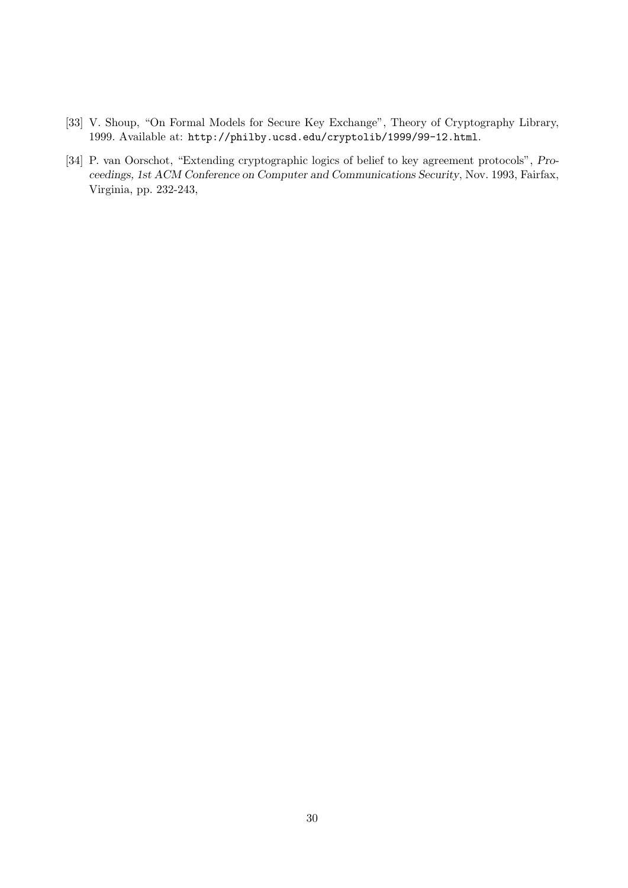[33] V. Shoup, "On Formal Models for Secure Key Exchange", Theory of Cryptography Library, 1999. Available at: `http://philby.ucsd.edu/cryptolib/1999/99-12.html`.

[34] P. van Oorschot, "Extending cryptographic logics of belief to key agreement protocols", *Proceedings, 1st ACM Conference on Computer and Communications Security*, Nov. 1993, Fairfax, Virginia, pp. 232-243,